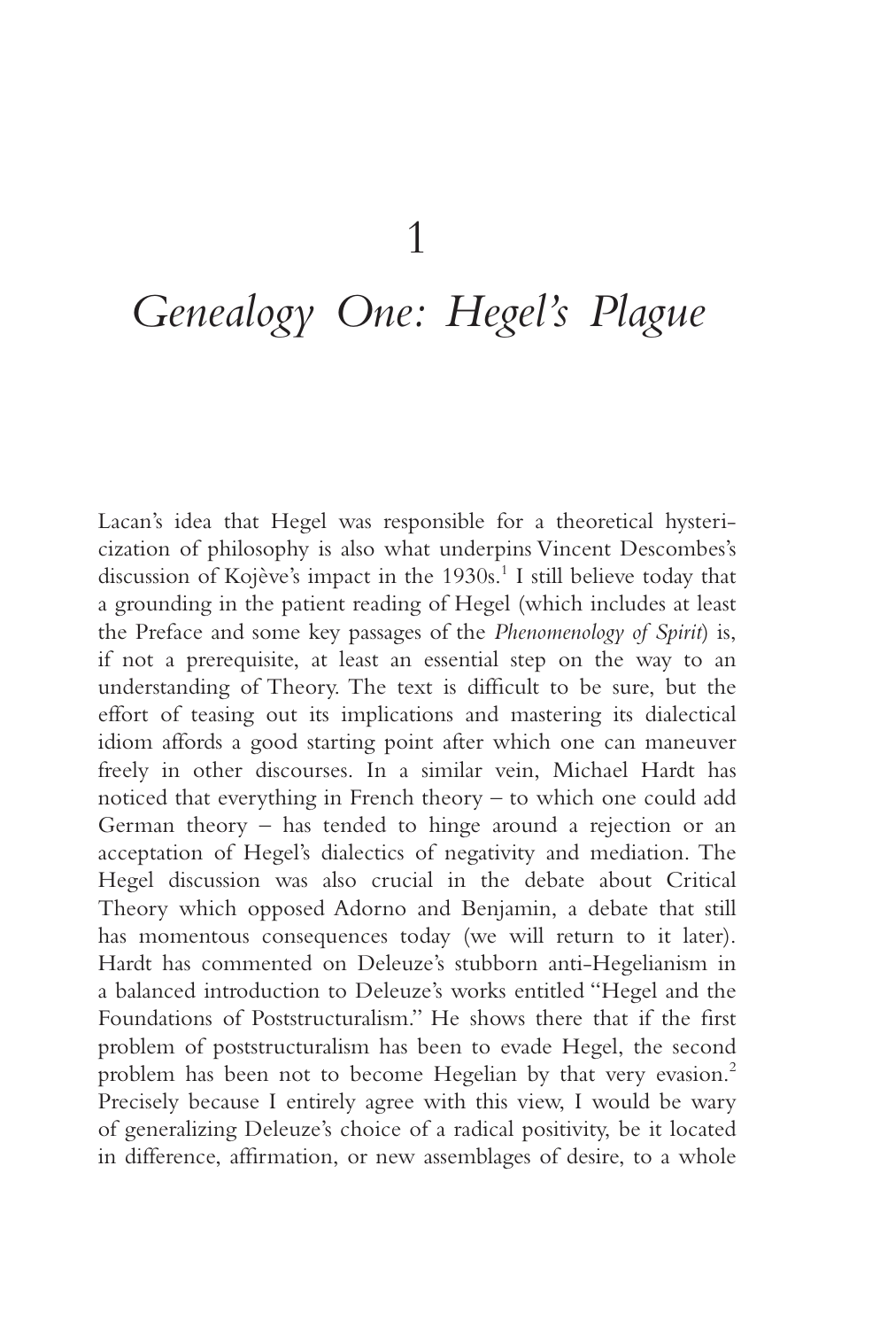# 1

# *Genealogy One: Hegel's Plague*

Lacan's idea that Hegel was responsible for a theoretical hystericization of philosophy is also what underpins Vincent Descombes's discussion of Kojève's impact in the 1930s.[1] I still believe today that a grounding in the patient reading of Hegel (which includes at least the Preface and some key passages of the *Phenomenology of Spirit*) is, if not a prerequisite, at least an essential step on the way to an understanding of Theory. The text is difficult to be sure, but the effort of teasing out its implications and mastering its dialectical idiom affords a good starting point after which one can maneuver freely in other discourses. In a similar vein, Michael Hardt has noticed that everything in French theory – to which one could add German theory – has tended to hinge around a rejection or an acceptation of Hegel's dialectics of negativity and mediation. The Hegel discussion was also crucial in the debate about Critical Theory which opposed Adorno and Benjamin, a debate that still has momentous consequences today (we will return to it later). Hardt has commented on Deleuze's stubborn anti-Hegelianism in a balanced introduction to Deleuze's works entitled "Hegel and the Foundations of Poststructuralism." He shows there that if the first problem of poststructuralism has been to evade Hegel, the second problem has been not to become Hegelian by that very evasion.[2] Precisely because I entirely agree with this view, I would be wary of generalizing Deleuze's choice of a radical positivity, be it located in difference, affirmation, or new assemblages of desire, to a whole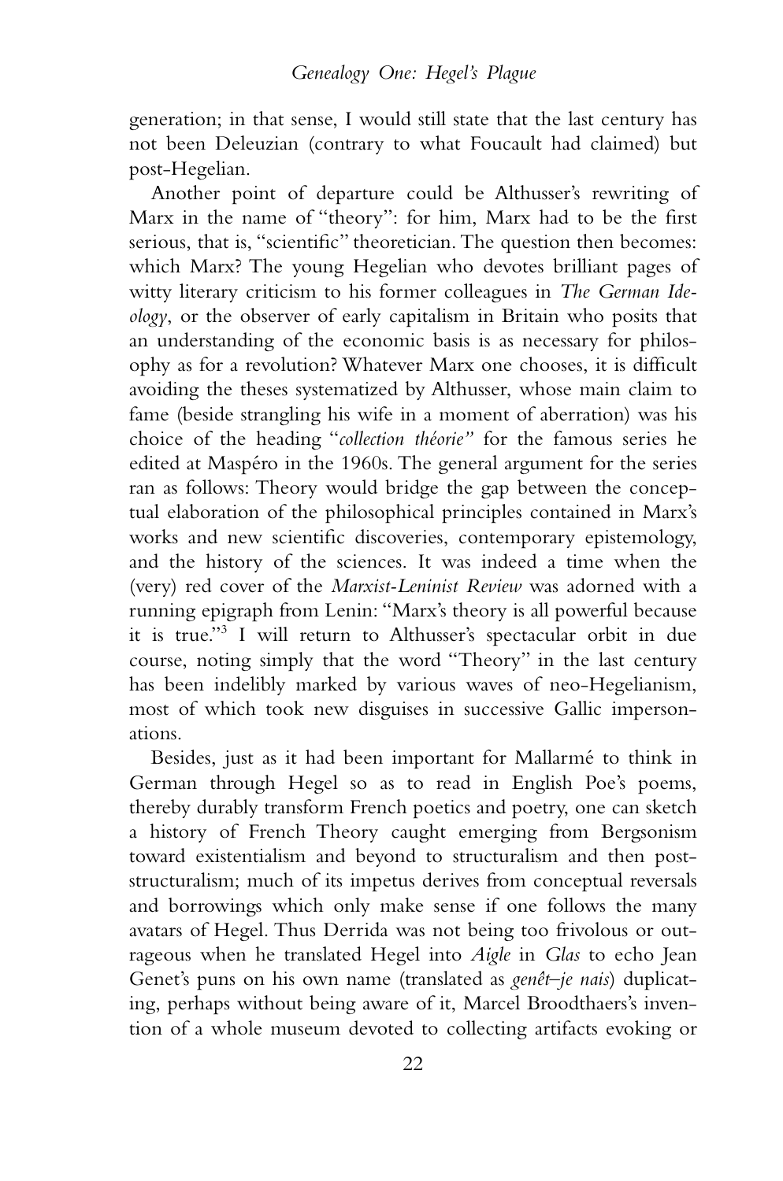generation; in that sense, I would still state that the last century has not been Deleuzian (contrary to what Foucault had claimed) but post-Hegelian.

Another point of departure could be Althusser's rewriting of Marx in the name of "theory": for him, Marx had to be the first serious, that is, "scientific" theoretician. The question then becomes: which Marx? The young Hegelian who devotes brilliant pages of witty literary criticism to his former colleagues in *The German Ideology*, or the observer of early capitalism in Britain who posits that an understanding of the economic basis is as necessary for philosophy as for a revolution? Whatever Marx one chooses, it is difficult avoiding the theses systematized by Althusser, whose main claim to fame (beside strangling his wife in a moment of aberration) was his choice of the heading "*collection théorie*" for the famous series he edited at Maspéro in the 1960s. The general argument for the series ran as follows: Theory would bridge the gap between the conceptual elaboration of the philosophical principles contained in Marx's works and new scientific discoveries, contemporary epistemology, and the history of the sciences. It was indeed a time when the (very) red cover of the *Marxist-Leninist Review* was adorned with a running epigraph from Lenin: "Marx's theory is all powerful because it is true."[3] I will return to Althusser's spectacular orbit in due course, noting simply that the word "Theory" in the last century has been indelibly marked by various waves of neo-Hegelianism, most of which took new disguises in successive Gallic impersonations.

Besides, just as it had been important for Mallarmé to think in German through Hegel so as to read in English Poe's poems, thereby durably transform French poetics and poetry, one can sketch a history of French Theory caught emerging from Bergsonism toward existentialism and beyond to structuralism and then post-structuralism; much of its impetus derives from conceptual reversals and borrowings which only make sense if one follows the many avatars of Hegel. Thus Derrida was not being too frivolous or outrageous when he translated Hegel into *Aigle* in *Glas* to echo Jean Genet's puns on his own name (translated as *genêt–je nais*) duplicating, perhaps without being aware of it, Marcel Broodthaers's invention of a whole museum devoted to collecting artifacts evoking or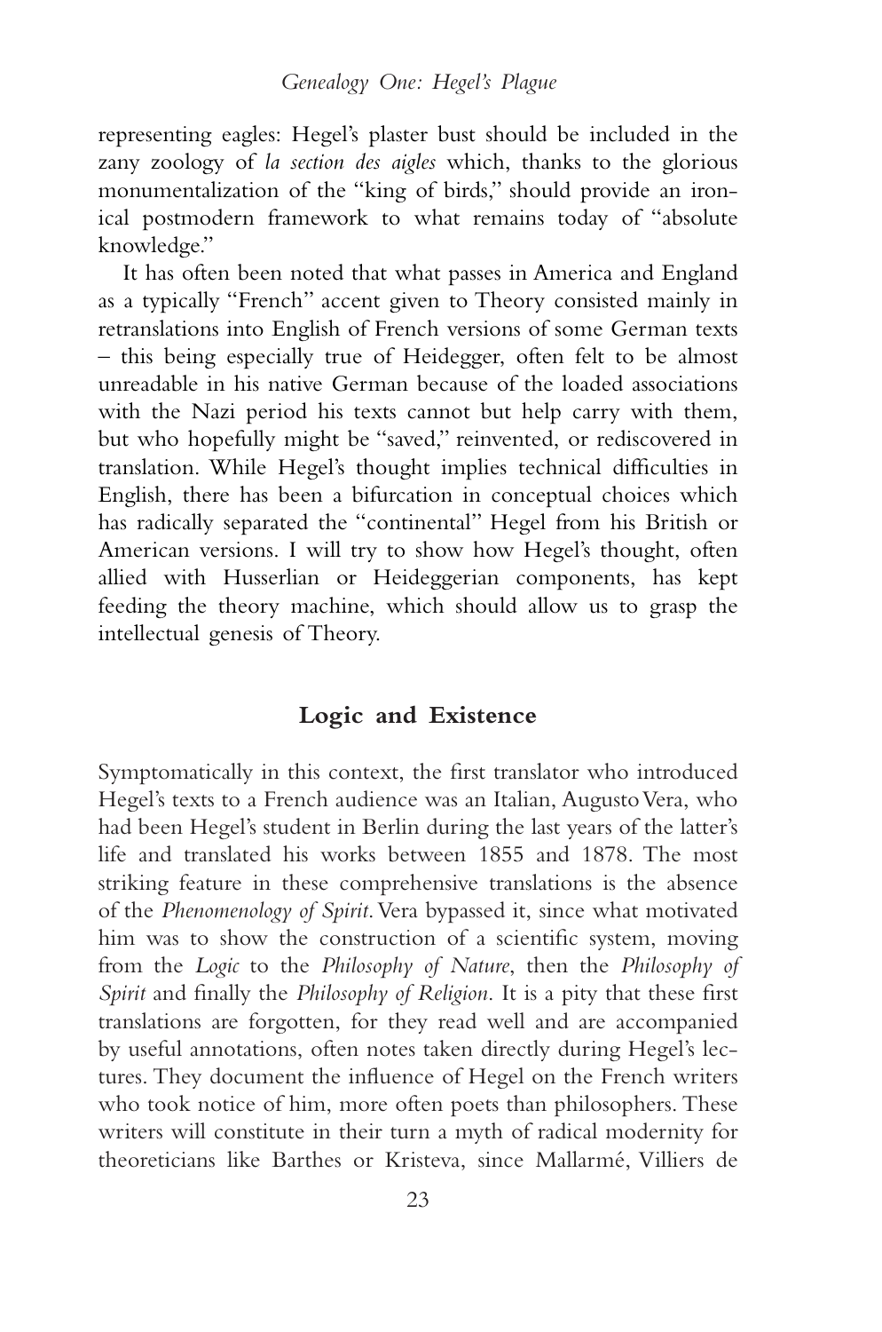representing eagles: Hegel's plaster bust should be included in the zany zoology of *la section des aigles* which, thanks to the glorious monumentalization of the "king of birds," should provide an ironical postmodern framework to what remains today of "absolute knowledge."

It has often been noted that what passes in America and England as a typically "French" accent given to Theory consisted mainly in retranslations into English of French versions of some German texts – this being especially true of Heidegger, often felt to be almost unreadable in his native German because of the loaded associations with the Nazi period his texts cannot but help carry with them, but who hopefully might be "saved," reinvented, or rediscovered in translation. While Hegel's thought implies technical difficulties in English, there has been a bifurcation in conceptual choices which has radically separated the "continental" Hegel from his British or American versions. I will try to show how Hegel's thought, often allied with Husserlian or Heideggerian components, has kept feeding the theory machine, which should allow us to grasp the intellectual genesis of Theory.

## Logic and Existence

Symptomatically in this context, the first translator who introduced Hegel's texts to a French audience was an Italian, Augusto Vera, who had been Hegel's student in Berlin during the last years of the latter's life and translated his works between 1855 and 1878. The most striking feature in these comprehensive translations is the absence of the *Phenomenology of Spirit*. Vera bypassed it, since what motivated him was to show the construction of a scientific system, moving from the *Logic* to the *Philosophy of Nature*, then the *Philosophy of Spirit* and finally the *Philosophy of Religion*. It is a pity that these first translations are forgotten, for they read well and are accompanied by useful annotations, often notes taken directly during Hegel's lectures. They document the influence of Hegel on the French writers who took notice of him, more often poets than philosophers. These writers will constitute in their turn a myth of radical modernity for theoreticians like Barthes or Kristeva, since Mallarmé, Villiers de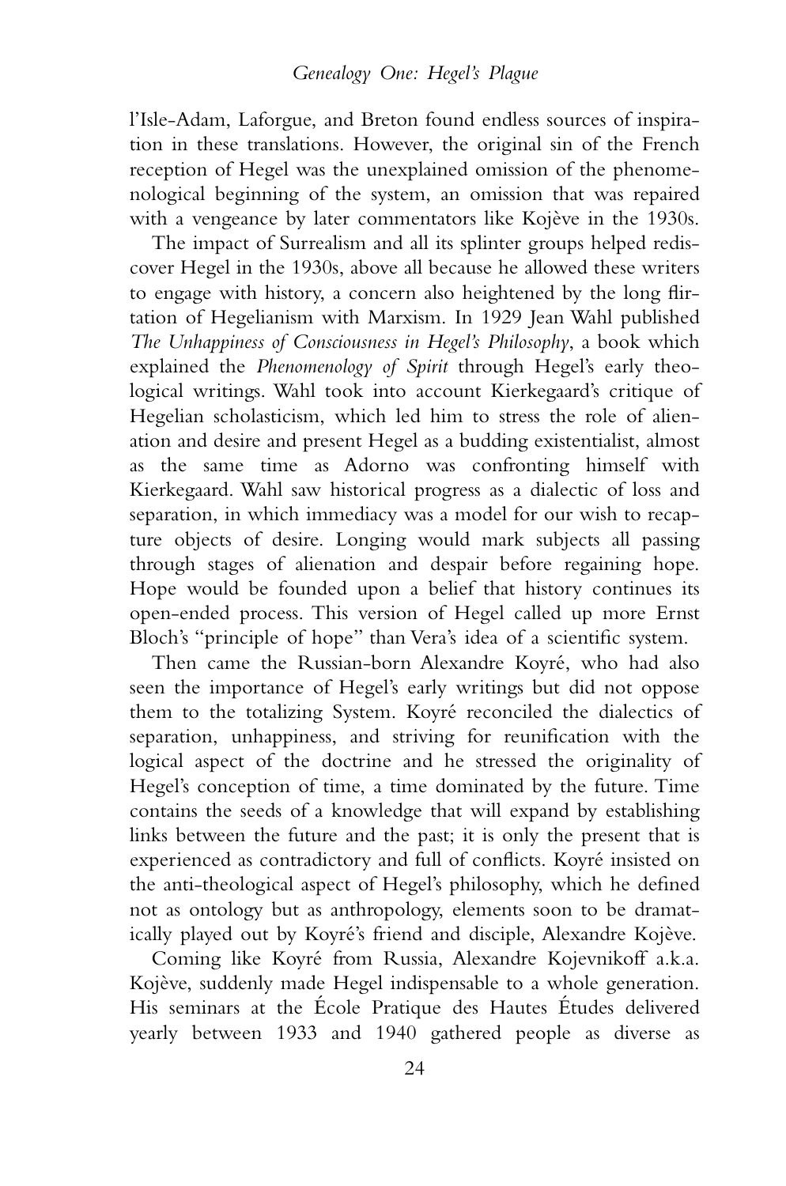l'Isle-Adam, Laforgue, and Breton found endless sources of inspiration in these translations. However, the original sin of the French reception of Hegel was the unexplained omission of the phenomenological beginning of the system, an omission that was repaired with a vengeance by later commentators like Kojève in the 1930s.

The impact of Surrealism and all its splinter groups helped rediscover Hegel in the 1930s, above all because he allowed these writers to engage with history, a concern also heightened by the long flirtation of Hegelianism with Marxism. In 1929 Jean Wahl published *The Unhappiness of Consciousness in Hegel's Philosophy*, a book which explained the *Phenomenology of Spirit* through Hegel's early theological writings. Wahl took into account Kierkegaard's critique of Hegelian scholasticism, which led him to stress the role of alienation and desire and present Hegel as a budding existentialist, almost as the same time as Adorno was confronting himself with Kierkegaard. Wahl saw historical progress as a dialectic of loss and separation, in which immediacy was a model for our wish to recapture objects of desire. Longing would mark subjects all passing through stages of alienation and despair before regaining hope. Hope would be founded upon a belief that history continues its open-ended process. This version of Hegel called up more Ernst Bloch's "principle of hope" than Vera's idea of a scientific system.

Then came the Russian-born Alexandre Koyré, who had also seen the importance of Hegel's early writings but did not oppose them to the totalizing System. Koyré reconciled the dialectics of separation, unhappiness, and striving for reunification with the logical aspect of the doctrine and he stressed the originality of Hegel's conception of time, a time dominated by the future. Time contains the seeds of a knowledge that will expand by establishing links between the future and the past; it is only the present that is experienced as contradictory and full of conflicts. Koyré insisted on the anti-theological aspect of Hegel's philosophy, which he defined not as ontology but as anthropology, elements soon to be dramatically played out by Koyré's friend and disciple, Alexandre Kojève.

Coming like Koyré from Russia, Alexandre Kojevnikoff a.k.a. Kojève, suddenly made Hegel indispensable to a whole generation. His seminars at the École Pratique des Hautes Études delivered yearly between 1933 and 1940 gathered people as diverse as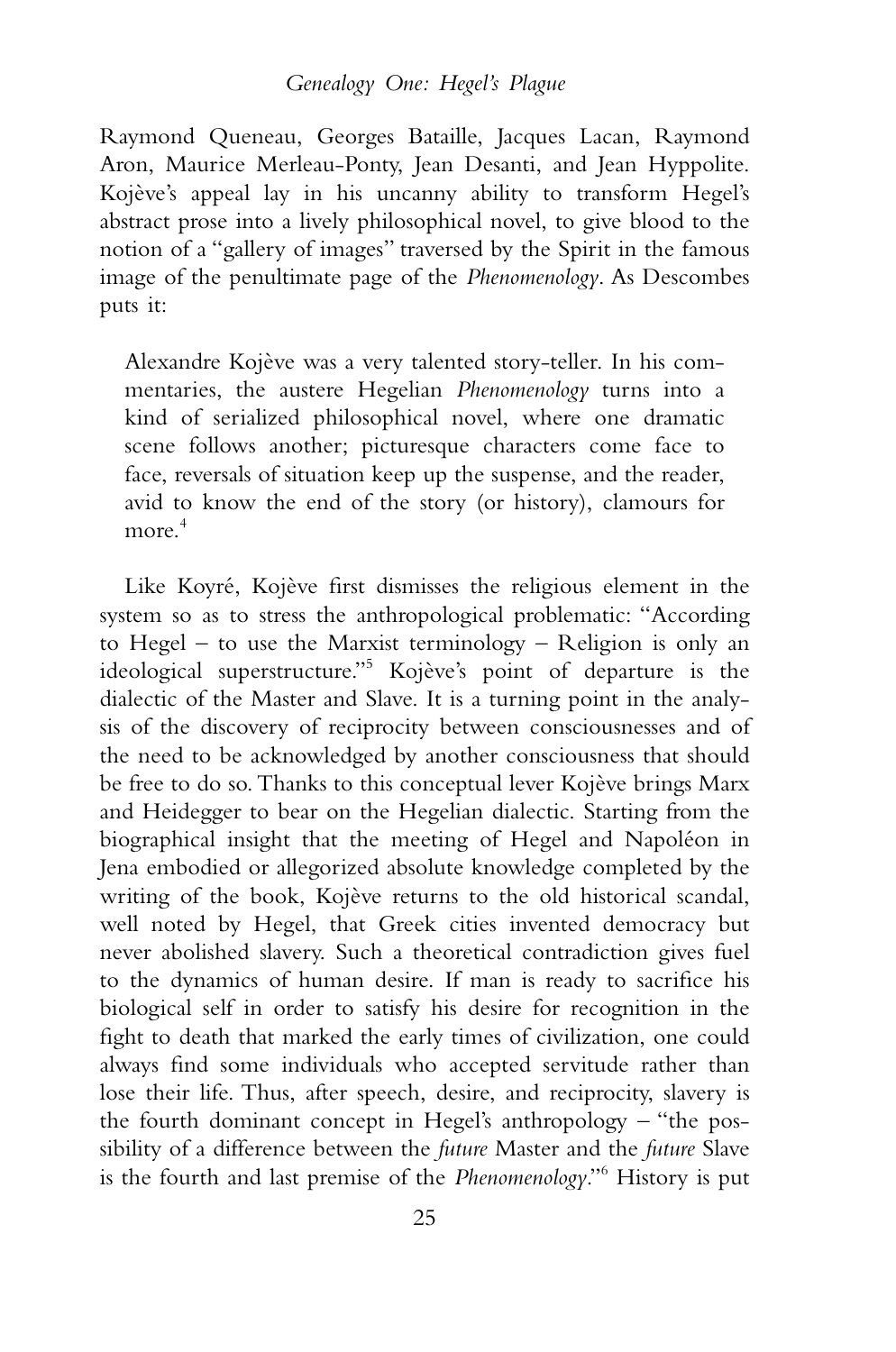Raymond Queneau, Georges Bataille, Jacques Lacan, Raymond Aron, Maurice Merleau-Ponty, Jean Desanti, and Jean Hyppolite. Kojève's appeal lay in his uncanny ability to transform Hegel's abstract prose into a lively philosophical novel, to give blood to the notion of a "gallery of images" traversed by the Spirit in the famous image of the penultimate page of the *Phenomenology*. As Descombes puts it:

> Alexandre Kojève was a very talented story-teller. In his commentaries, the austere Hegelian *Phenomenology* turns into a kind of serialized philosophical novel, where one dramatic scene follows another; picturesque characters come face to face, reversals of situation keep up the suspense, and the reader, avid to know the end of the story (or history), clamours for more.[4]

Like Koyré, Kojève first dismisses the religious element in the system so as to stress the anthropological problematic: "According to Hegel – to use the Marxist terminology – Religion is only an ideological superstructure."[5] Kojève's point of departure is the dialectic of the Master and Slave. It is a turning point in the analysis of the discovery of reciprocity between consciousnesses and of the need to be acknowledged by another consciousness that should be free to do so. Thanks to this conceptual lever Kojève brings Marx and Heidegger to bear on the Hegelian dialectic. Starting from the biographical insight that the meeting of Hegel and Napoléon in Jena embodied or allegorized absolute knowledge completed by the writing of the book, Kojève returns to the old historical scandal, well noted by Hegel, that Greek cities invented democracy but never abolished slavery. Such a theoretical contradiction gives fuel to the dynamics of human desire. If man is ready to sacrifice his biological self in order to satisfy his desire for recognition in the fight to death that marked the early times of civilization, one could always find some individuals who accepted servitude rather than lose their life. Thus, after speech, desire, and reciprocity, slavery is the fourth dominant concept in Hegel's anthropology – "the possibility of a difference between the *future* Master and the *future* Slave is the fourth and last premise of the *Phenomenology*."[6] History is put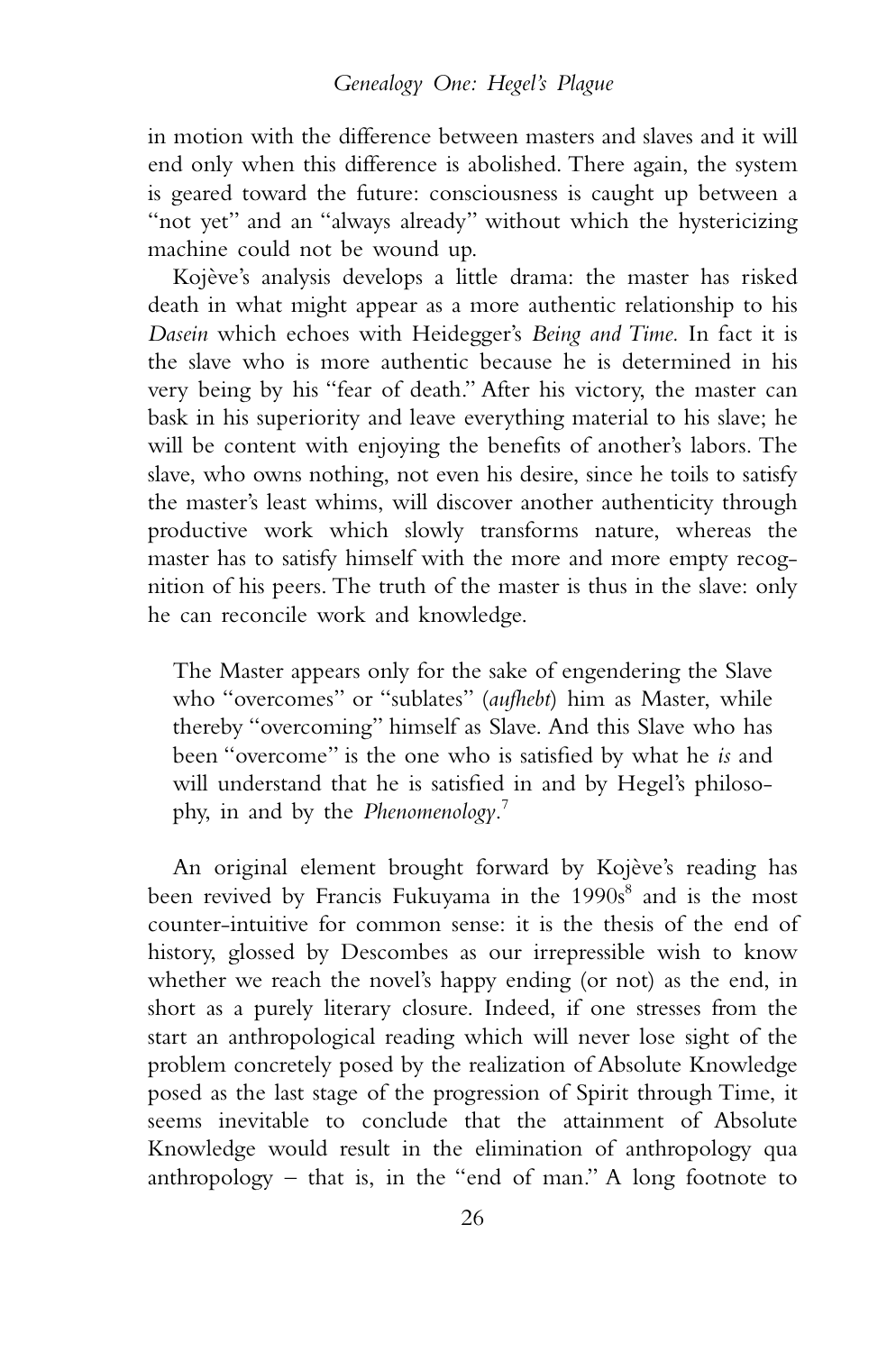in motion with the difference between masters and slaves and it will end only when this difference is abolished. There again, the system is geared toward the future: consciousness is caught up between a "not yet" and an "always already" without which the hystericizing machine could not be wound up.

Kojève's analysis develops a little drama: the master has risked death in what might appear as a more authentic relationship to his *Dasein* which echoes with Heidegger's *Being and Time*. In fact it is the slave who is more authentic because he is determined in his very being by his "fear of death." After his victory, the master can bask in his superiority and leave everything material to his slave; he will be content with enjoying the benefits of another's labors. The slave, who owns nothing, not even his desire, since he toils to satisfy the master's least whims, will discover another authenticity through productive work which slowly transforms nature, whereas the master has to satisfy himself with the more and more empty recognition of his peers. The truth of the master is thus in the slave: only he can reconcile work and knowledge.

> The Master appears only for the sake of engendering the Slave who "overcomes" or "sublates" (*aufhebt*) him as Master, while thereby "overcoming" himself as Slave. And this Slave who has been "overcome" is the one who is satisfied by what he *is* and will understand that he is satisfied in and by Hegel's philosophy, in and by the *Phenomenology*.[7]

An original element brought forward by Kojève's reading has been revived by Francis Fukuyama in the 1990s[8] and is the most counter-intuitive for common sense: it is the thesis of the end of history, glossed by Descombes as our irrepressible wish to know whether we reach the novel's happy ending (or not) as the end, in short as a purely literary closure. Indeed, if one stresses from the start an anthropological reading which will never lose sight of the problem concretely posed by the realization of Absolute Knowledge posed as the last stage of the progression of Spirit through Time, it seems inevitable to conclude that the attainment of Absolute Knowledge would result in the elimination of anthropology qua anthropology – that is, in the "end of man." A long footnote to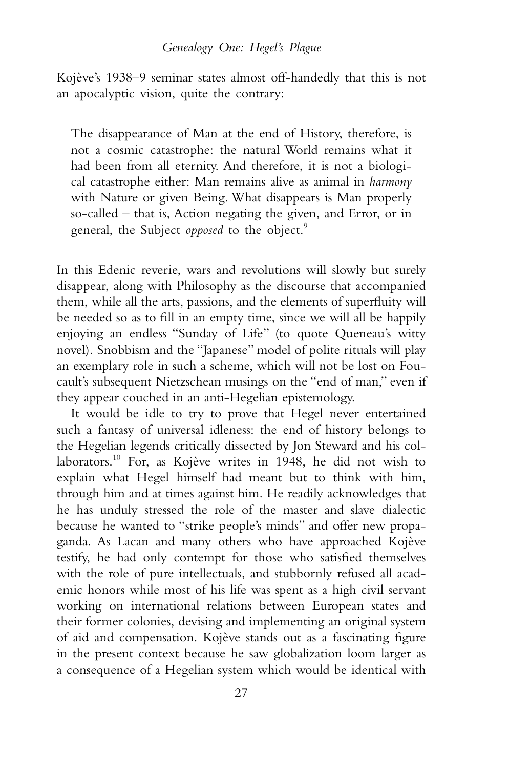Kojève's 1938–9 seminar states almost off-handedly that this is not an apocalyptic vision, quite the contrary:

> The disappearance of Man at the end of History, therefore, is not a cosmic catastrophe: the natural World remains what it had been from all eternity. And therefore, it is not a biological catastrophe either: Man remains alive as animal in *harmony* with Nature or given Being. What disappears is Man properly so-called – that is, Action negating the given, and Error, or in general, the Subject *opposed* to the object.[9]

In this Edenic reverie, wars and revolutions will slowly but surely disappear, along with Philosophy as the discourse that accompanied them, while all the arts, passions, and the elements of superfluity will be needed so as to fill in an empty time, since we will all be happily enjoying an endless "Sunday of Life" (to quote Queneau's witty novel). Snobbism and the "Japanese" model of polite rituals will play an exemplary role in such a scheme, which will not be lost on Foucault's subsequent Nietzschean musings on the "end of man," even if they appear couched in an anti-Hegelian epistemology.

It would be idle to try to prove that Hegel never entertained such a fantasy of universal idleness: the end of history belongs to the Hegelian legends critically dissected by Jon Steward and his collaborators.[10] For, as Kojève writes in 1948, he did not wish to explain what Hegel himself had meant but to think with him, through him and at times against him. He readily acknowledges that he has unduly stressed the role of the master and slave dialectic because he wanted to "strike people's minds" and offer new propaganda. As Lacan and many others who have approached Kojève testify, he had only contempt for those who satisfied themselves with the role of pure intellectuals, and stubbornly refused all academic honors while most of his life was spent as a high civil servant working on international relations between European states and their former colonies, devising and implementing an original system of aid and compensation. Kojève stands out as a fascinating figure in the present context because he saw globalization loom larger as a consequence of a Hegelian system which would be identical with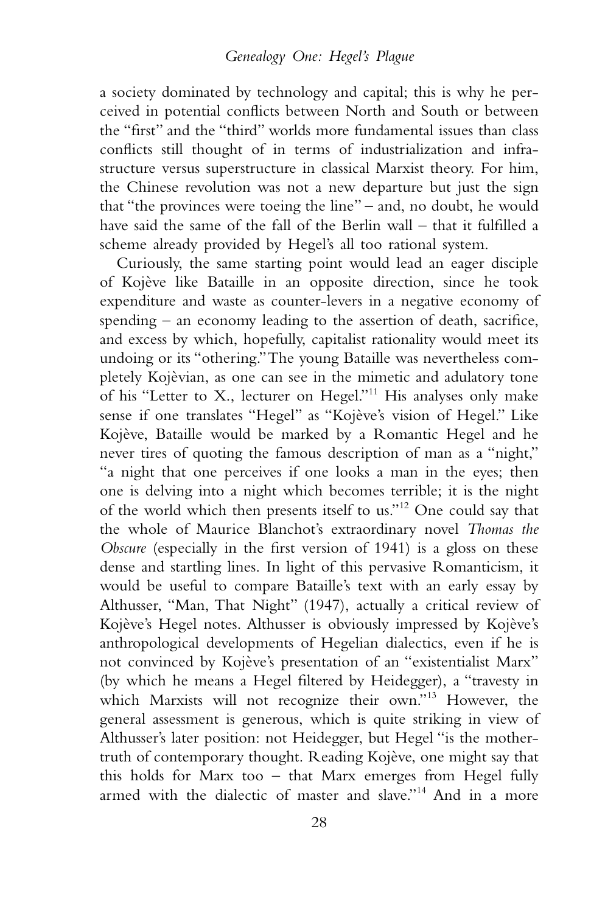a society dominated by technology and capital; this is why he perceived in potential conflicts between North and South or between the "first" and the "third" worlds more fundamental issues than class conflicts still thought of in terms of industrialization and infrastructure versus superstructure in classical Marxist theory. For him, the Chinese revolution was not a new departure but just the sign that "the provinces were toeing the line" – and, no doubt, he would have said the same of the fall of the Berlin wall – that it fulfilled a scheme already provided by Hegel's all too rational system.

Curiously, the same starting point would lead an eager disciple of Kojève like Bataille in an opposite direction, since he took expenditure and waste as counter-levers in a negative economy of spending – an economy leading to the assertion of death, sacrifice, and excess by which, hopefully, capitalist rationality would meet its undoing or its "othering." The young Bataille was nevertheless completely Kojèvian, as one can see in the mimetic and adulatory tone of his "Letter to X., lecturer on Hegel."[11] His analyses only make sense if one translates "Hegel" as "Kojève's vision of Hegel." Like Kojève, Bataille would be marked by a Romantic Hegel and he never tires of quoting the famous description of man as a "night," "a night that one perceives if one looks a man in the eyes; then one is delving into a night which becomes terrible; it is the night of the world which then presents itself to us."[12] One could say that the whole of Maurice Blanchot's extraordinary novel *Thomas the Obscure* (especially in the first version of 1941) is a gloss on these dense and startling lines. In light of this pervasive Romanticism, it would be useful to compare Bataille's text with an early essay by Althusser, "Man, That Night" (1947), actually a critical review of Kojève's Hegel notes. Althusser is obviously impressed by Kojève's anthropological developments of Hegelian dialectics, even if he is not convinced by Kojève's presentation of an "existentialist Marx" (by which he means a Hegel filtered by Heidegger), a "travesty in which Marxists will not recognize their own."[13] However, the general assessment is generous, which is quite striking in view of Althusser's later position: not Heidegger, but Hegel "is the mother-truth of contemporary thought. Reading Kojève, one might say that this holds for Marx too – that Marx emerges from Hegel fully armed with the dialectic of master and slave."[14] And in a more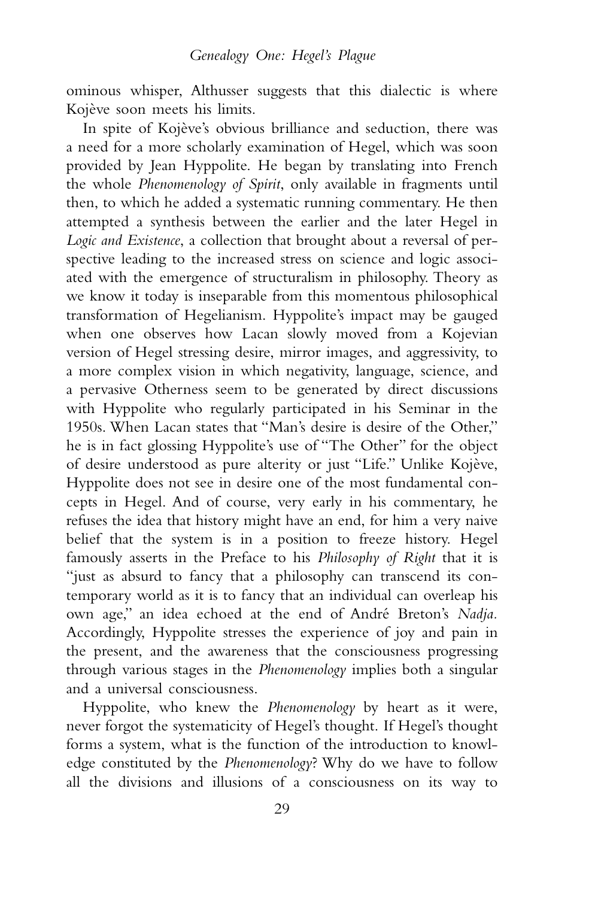ominous whisper, Althusser suggests that this dialectic is where Kojève soon meets his limits.

In spite of Kojève's obvious brilliance and seduction, there was a need for a more scholarly examination of Hegel, which was soon provided by Jean Hyppolite. He began by translating into French the whole *Phenomenology of Spirit*, only available in fragments until then, to which he added a systematic running commentary. He then attempted a synthesis between the earlier and the later Hegel in *Logic and Existence*, a collection that brought about a reversal of perspective leading to the increased stress on science and logic associated with the emergence of structuralism in philosophy. Theory as we know it today is inseparable from this momentous philosophical transformation of Hegelianism. Hyppolite's impact may be gauged when one observes how Lacan slowly moved from a Kojevian version of Hegel stressing desire, mirror images, and aggressivity, to a more complex vision in which negativity, language, science, and a pervasive Otherness seem to be generated by direct discussions with Hyppolite who regularly participated in his Seminar in the 1950s. When Lacan states that "Man's desire is desire of the Other," he is in fact glossing Hyppolite's use of "The Other" for the object of desire understood as pure alterity or just "Life." Unlike Kojève, Hyppolite does not see in desire one of the most fundamental concepts in Hegel. And of course, very early in his commentary, he refuses the idea that history might have an end, for him a very naive belief that the system is in a position to freeze history. Hegel famously asserts in the Preface to his *Philosophy of Right* that it is "just as absurd to fancy that a philosophy can transcend its contemporary world as it is to fancy that an individual can overleap his own age," an idea echoed at the end of André Breton's *Nadja*. Accordingly, Hyppolite stresses the experience of joy and pain in the present, and the awareness that the consciousness progressing through various stages in the *Phenomenology* implies both a singular and a universal consciousness.

Hyppolite, who knew the *Phenomenology* by heart as it were, never forgot the systematicity of Hegel's thought. If Hegel's thought forms a system, what is the function of the introduction to knowledge constituted by the *Phenomenology*? Why do we have to follow all the divisions and illusions of a consciousness on its way to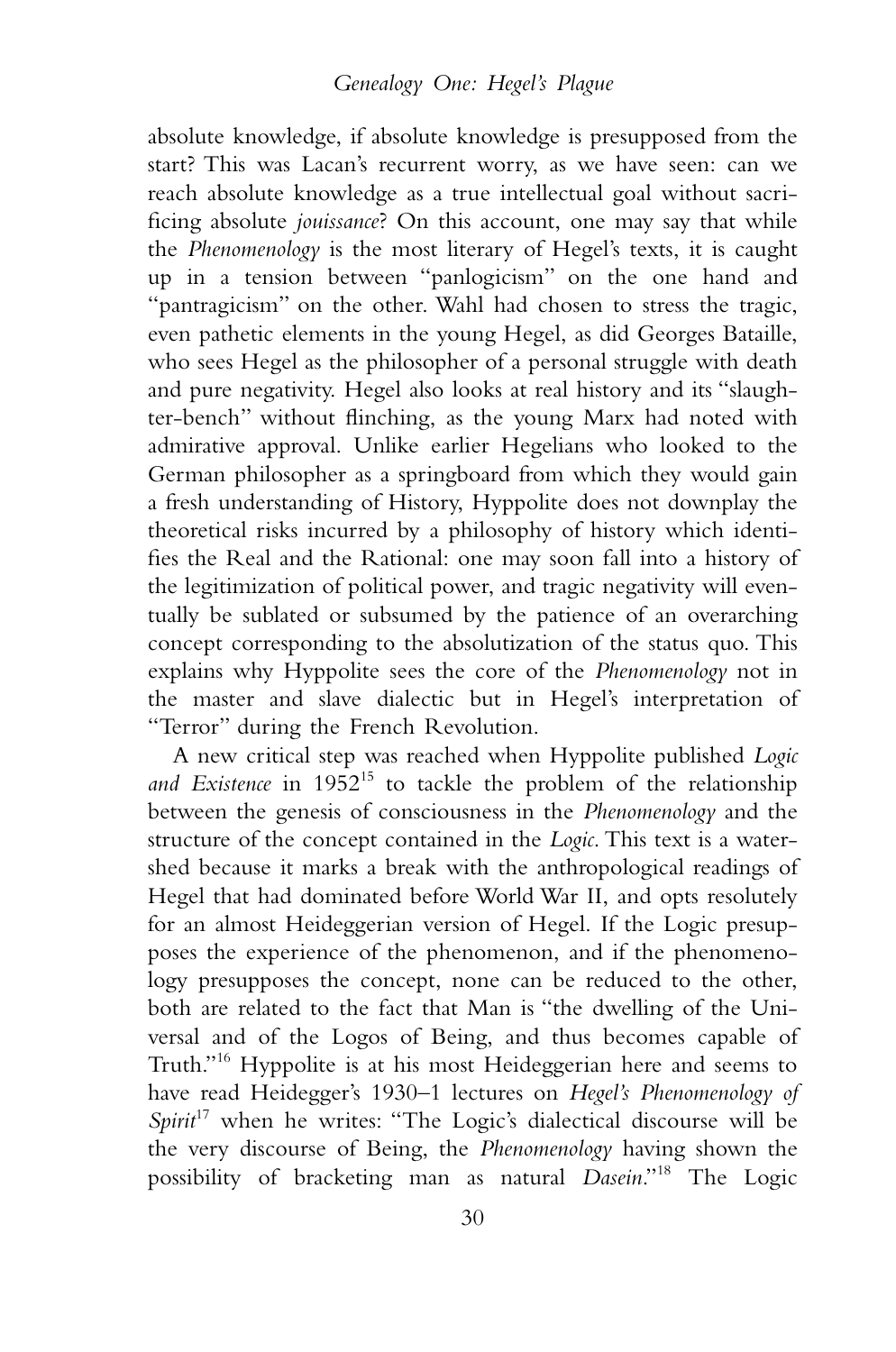absolute knowledge, if absolute knowledge is presupposed from the start? This was Lacan's recurrent worry, as we have seen: can we reach absolute knowledge as a true intellectual goal without sacrificing absolute *jouissance*? On this account, one may say that while the *Phenomenology* is the most literary of Hegel's texts, it is caught up in a tension between "panlogicism" on the one hand and "pantragicism" on the other. Wahl had chosen to stress the tragic, even pathetic elements in the young Hegel, as did Georges Bataille, who sees Hegel as the philosopher of a personal struggle with death and pure negativity. Hegel also looks at real history and its "slaughter-bench" without flinching, as the young Marx had noted with admirative approval. Unlike earlier Hegelians who looked to the German philosopher as a springboard from which they would gain a fresh understanding of History, Hyppolite does not downplay the theoretical risks incurred by a philosophy of history which identifies the Real and the Rational: one may soon fall into a history of the legitimization of political power, and tragic negativity will eventually be sublated or subsumed by the patience of an overarching concept corresponding to the absolutization of the status quo. This explains why Hyppolite sees the core of the *Phenomenology* not in the master and slave dialectic but in Hegel's interpretation of "Terror" during the French Revolution.

A new critical step was reached when Hyppolite published *Logic and Existence* in 1952[15] to tackle the problem of the relationship between the genesis of consciousness in the *Phenomenology* and the structure of the concept contained in the *Logic*. This text is a watershed because it marks a break with the anthropological readings of Hegel that had dominated before World War II, and opts resolutely for an almost Heideggerian version of Hegel. If the Logic presupposes the experience of the phenomenon, and if the phenomenology presupposes the concept, none can be reduced to the other, both are related to the fact that Man is "the dwelling of the Universal and of the Logos of Being, and thus becomes capable of Truth."[16] Hyppolite is at his most Heideggerian here and seems to have read Heidegger's 1930–1 lectures on *Hegel's Phenomenology of Spirit*[17] when he writes: "The Logic's dialectical discourse will be the very discourse of Being, the *Phenomenology* having shown the possibility of bracketing man as natural *Dasein*."[18] The Logic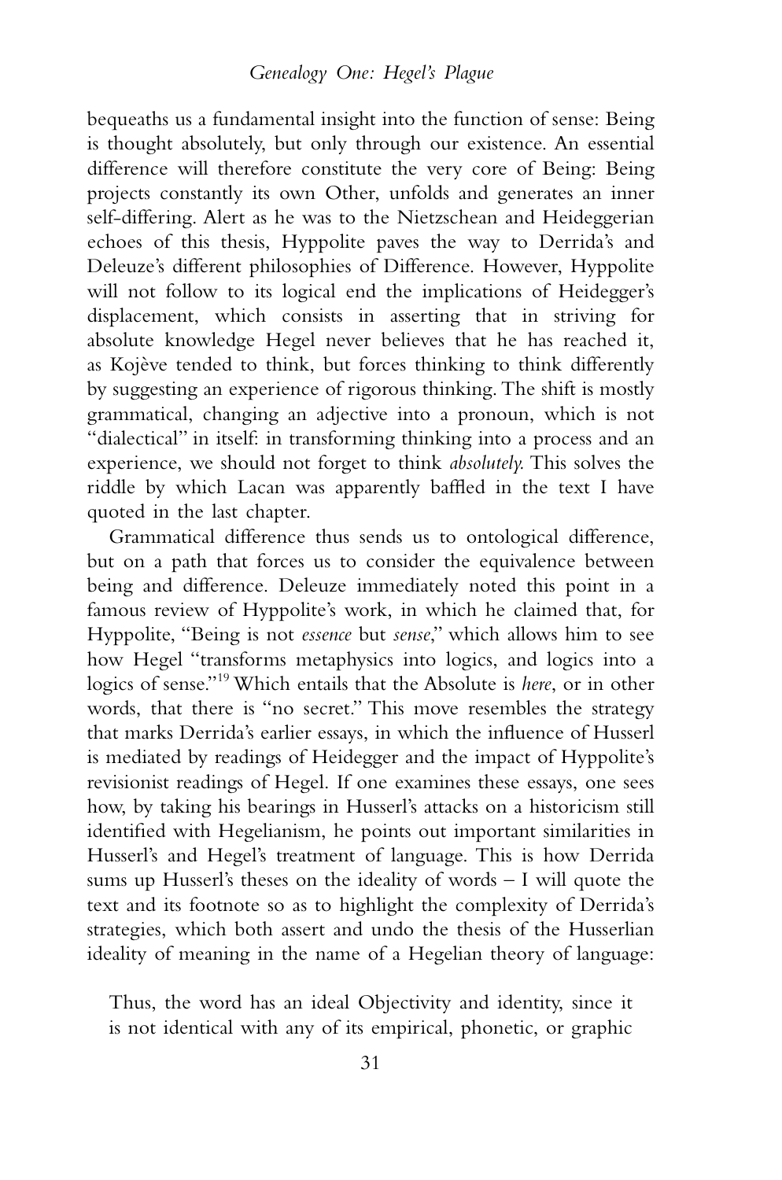bequeaths us a fundamental insight into the function of sense: Being is thought absolutely, but only through our existence. An essential difference will therefore constitute the very core of Being: Being projects constantly its own Other, unfolds and generates an inner self-differing. Alert as he was to the Nietzschean and Heideggerian echoes of this thesis, Hyppolite paves the way to Derrida's and Deleuze's different philosophies of Difference. However, Hyppolite will not follow to its logical end the implications of Heidegger's displacement, which consists in asserting that in striving for absolute knowledge Hegel never believes that he has reached it, as Kojève tended to think, but forces thinking to think differently by suggesting an experience of rigorous thinking. The shift is mostly grammatical, changing an adjective into a pronoun, which is not "dialectical" in itself: in transforming thinking into a process and an experience, we should not forget to think *absolutely*. This solves the riddle by which Lacan was apparently baffled in the text I have quoted in the last chapter.

Grammatical difference thus sends us to ontological difference, but on a path that forces us to consider the equivalence between being and difference. Deleuze immediately noted this point in a famous review of Hyppolite's work, in which he claimed that, for Hyppolite, "Being is not *essence* but *sense*," which allows him to see how Hegel "transforms metaphysics into logics, and logics into a logics of sense."[19] Which entails that the Absolute is *here*, or in other words, that there is "no secret." This move resembles the strategy that marks Derrida's earlier essays, in which the influence of Husserl is mediated by readings of Heidegger and the impact of Hyppolite's revisionist readings of Hegel. If one examines these essays, one sees how, by taking his bearings in Husserl's attacks on a historicism still identified with Hegelianism, he points out important similarities in Husserl's and Hegel's treatment of language. This is how Derrida sums up Husserl's theses on the ideality of words – I will quote the text and its footnote so as to highlight the complexity of Derrida's strategies, which both assert and undo the thesis of the Husserlian ideality of meaning in the name of a Hegelian theory of language:

> Thus, the word has an ideal Objectivity and identity, since it is not identical with any of its empirical, phonetic, or graphic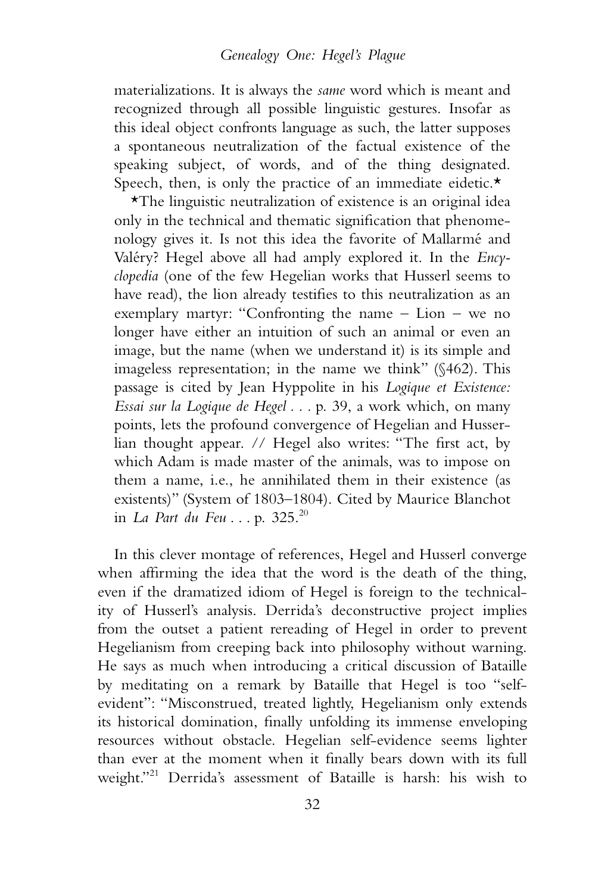materializations. It is always the *same* word which is meant and recognized through all possible linguistic gestures. Insofar as this ideal object confronts language as such, the latter supposes a spontaneous neutralization of the factual existence of the speaking subject, of words, and of the thing designated. Speech, then, is only the practice of an immediate eidetic.*

*The linguistic neutralization of existence is an original idea only in the technical and thematic signification that phenomenology gives it. Is not this idea the favorite of Mallarmé and Valéry? Hegel above all had amply explored it. In the *Encyclopedia* (one of the few Hegelian works that Husserl seems to have read), the lion already testifies to this neutralization as an exemplary martyr: "Confronting the name – Lion – we no longer have either an intuition of such an animal or even an image, but the name (when we understand it) is its simple and imageless representation; in the name we think" (§462). This passage is cited by Jean Hyppolite in his *Logique et Existence: Essai sur la Logique de Hegel* . . . p. 39, a work which, on many points, lets the profound convergence of Hegelian and Husserlian thought appear. // Hegel also writes: "The first act, by which Adam is made master of the animals, was to impose on them a name, i.e., he annihilated them in their existence (as existents)" (System of 1803–1804). Cited by Maurice Blanchot in *La Part du Feu* . . . p. 325.[20]

In this clever montage of references, Hegel and Husserl converge when affirming the idea that the word is the death of the thing, even if the dramatized idiom of Hegel is foreign to the technicality of Husserl's analysis. Derrida's deconstructive project implies from the outset a patient rereading of Hegel in order to prevent Hegelianism from creeping back into philosophy without warning. He says as much when introducing a critical discussion of Bataille by meditating on a remark by Bataille that Hegel is too "self-evident": "Misconstrued, treated lightly, Hegelianism only extends its historical domination, finally unfolding its immense enveloping resources without obstacle. Hegelian self-evidence seems lighter than ever at the moment when it finally bears down with its full weight."[21] Derrida's assessment of Bataille is harsh: his wish to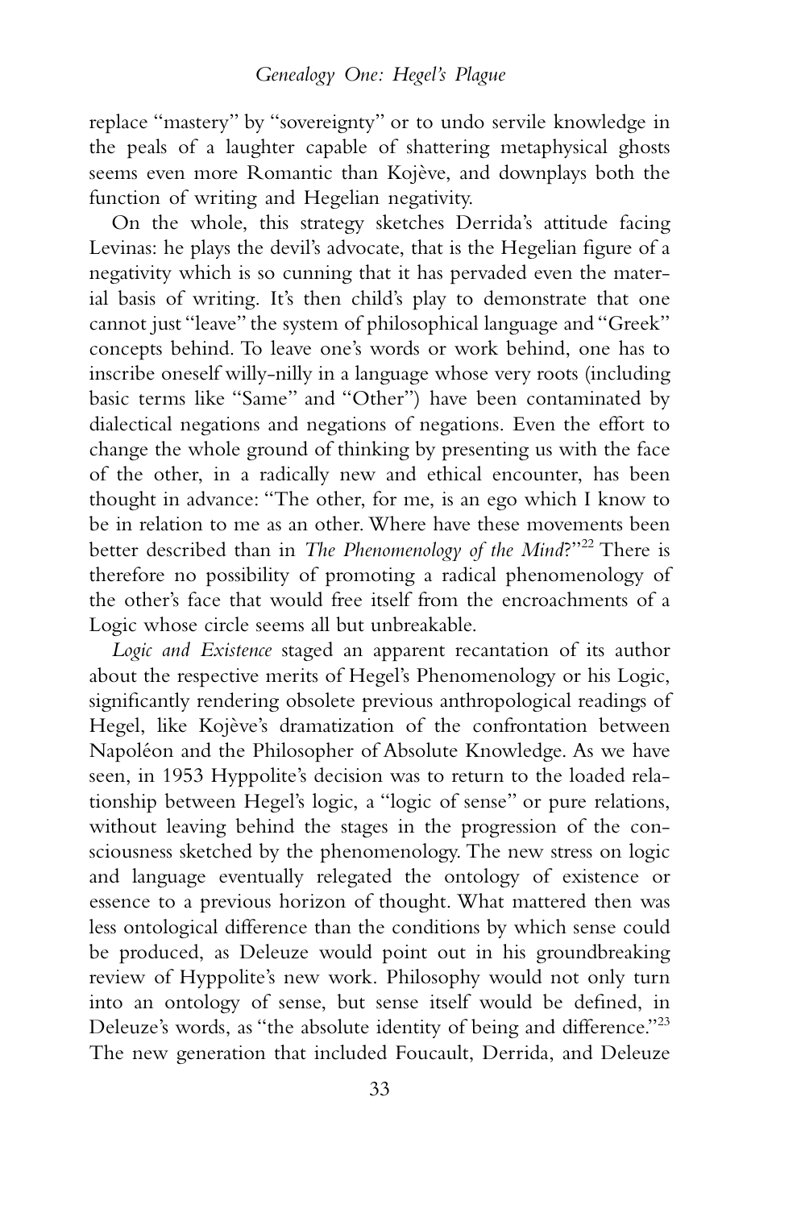replace "mastery" by "sovereignty" or to undo servile knowledge in the peals of a laughter capable of shattering metaphysical ghosts seems even more Romantic than Kojève, and downplays both the function of writing and Hegelian negativity.

On the whole, this strategy sketches Derrida's attitude facing Levinas: he plays the devil's advocate, that is the Hegelian figure of a negativity which is so cunning that it has pervaded even the material basis of writing. It's then child's play to demonstrate that one cannot just "leave" the system of philosophical language and "Greek" concepts behind. To leave one's words or work behind, one has to inscribe oneself willy-nilly in a language whose very roots (including basic terms like "Same" and "Other") have been contaminated by dialectical negations and negations of negations. Even the effort to change the whole ground of thinking by presenting us with the face of the other, in a radically new and ethical encounter, has been thought in advance: "The other, for me, is an ego which I know to be in relation to me as an other. Where have these movements been better described than in *The Phenomenology of the Mind*?"[22] There is therefore no possibility of promoting a radical phenomenology of the other's face that would free itself from the encroachments of a Logic whose circle seems all but unbreakable.

*Logic and Existence* staged an apparent recantation of its author about the respective merits of Hegel's Phenomenology or his Logic, significantly rendering obsolete previous anthropological readings of Hegel, like Kojève's dramatization of the confrontation between Napoléon and the Philosopher of Absolute Knowledge. As we have seen, in 1953 Hyppolite's decision was to return to the loaded relationship between Hegel's logic, a "logic of sense" or pure relations, without leaving behind the stages in the progression of the consciousness sketched by the phenomenology. The new stress on logic and language eventually relegated the ontology of existence or essence to a previous horizon of thought. What mattered then was less ontological difference than the conditions by which sense could be produced, as Deleuze would point out in his groundbreaking review of Hyppolite's new work. Philosophy would not only turn into an ontology of sense, but sense itself would be defined, in Deleuze's words, as "the absolute identity of being and difference."[23] The new generation that included Foucault, Derrida, and Deleuze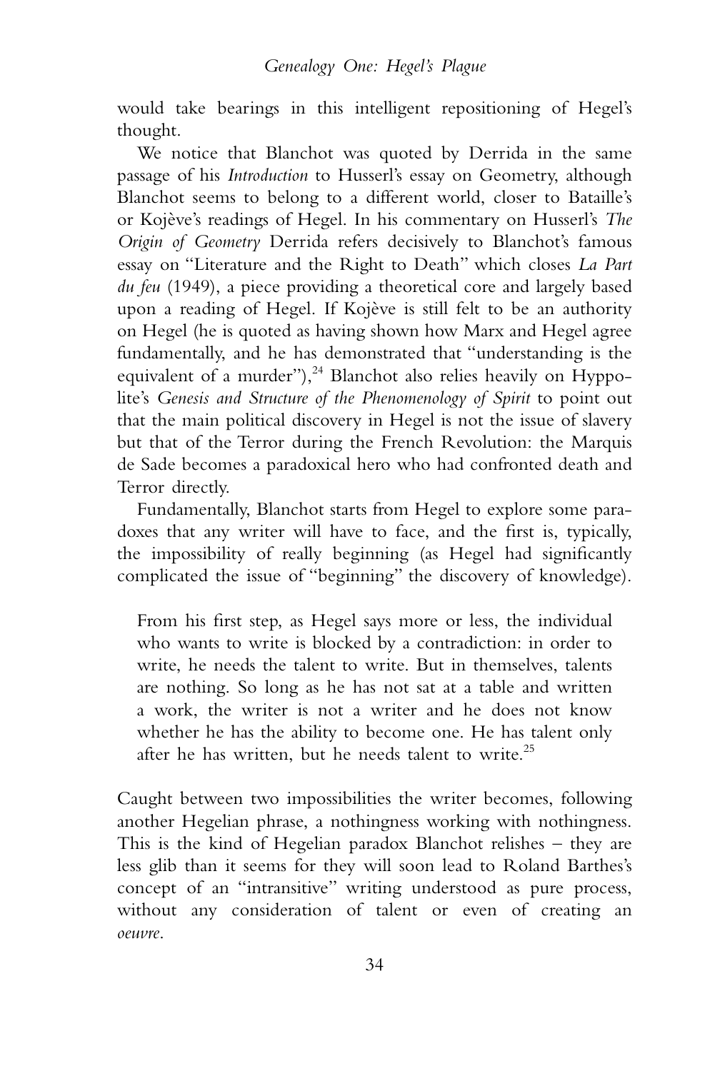would take bearings in this intelligent repositioning of Hegel's thought.

We notice that Blanchot was quoted by Derrida in the same passage of his *Introduction* to Husserl's essay on Geometry, although Blanchot seems to belong to a different world, closer to Bataille's or Kojève's readings of Hegel. In his commentary on Husserl's *The Origin of Geometry* Derrida refers decisively to Blanchot's famous essay on "Literature and the Right to Death" which closes *La Part du feu* (1949), a piece providing a theoretical core and largely based upon a reading of Hegel. If Kojève is still felt to be an authority on Hegel (he is quoted as having shown how Marx and Hegel agree fundamentally, and he has demonstrated that "understanding is the equivalent of a murder"),[24] Blanchot also relies heavily on Hyppolite's *Genesis and Structure of the Phenomenology of Spirit* to point out that the main political discovery in Hegel is not the issue of slavery but that of the Terror during the French Revolution: the Marquis de Sade becomes a paradoxical hero who had confronted death and Terror directly.

Fundamentally, Blanchot starts from Hegel to explore some paradoxes that any writer will have to face, and the first is, typically, the impossibility of really beginning (as Hegel had significantly complicated the issue of "beginning" the discovery of knowledge).

> From his first step, as Hegel says more or less, the individual who wants to write is blocked by a contradiction: in order to write, he needs the talent to write. But in themselves, talents are nothing. So long as he has not sat at a table and written a work, the writer is not a writer and he does not know whether he has the ability to become one. He has talent only after he has written, but he needs talent to write.[25]

Caught between two impossibilities the writer becomes, following another Hegelian phrase, a nothingness working with nothingness. This is the kind of Hegelian paradox Blanchot relishes – they are less glib than it seems for they will soon lead to Roland Barthes's concept of an "intransitive" writing understood as pure process, without any consideration of talent or even of creating an *oeuvre*.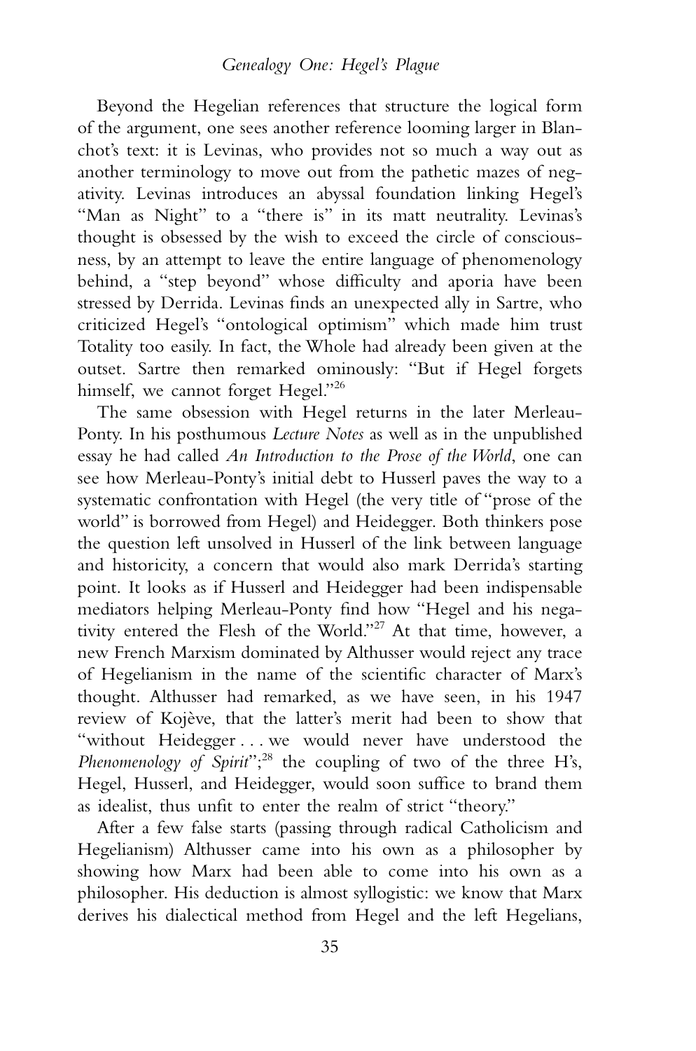Beyond the Hegelian references that structure the logical form of the argument, one sees another reference looming larger in Blanchot's text: it is Levinas, who provides not so much a way out as another terminology to move out from the pathetic mazes of negativity. Levinas introduces an abyssal foundation linking Hegel's "Man as Night" to a "there is" in its matt neutrality. Levinas's thought is obsessed by the wish to exceed the circle of consciousness, by an attempt to leave the entire language of phenomenology behind, a "step beyond" whose difficulty and aporia have been stressed by Derrida. Levinas finds an unexpected ally in Sartre, who criticized Hegel's "ontological optimism" which made him trust Totality too easily. In fact, the Whole had already been given at the outset. Sartre then remarked ominously: "But if Hegel forgets himself, we cannot forget Hegel."[26]

The same obsession with Hegel returns in the later Merleau-Ponty. In his posthumous *Lecture Notes* as well as in the unpublished essay he had called *An Introduction to the Prose of the World*, one can see how Merleau-Ponty's initial debt to Husserl paves the way to a systematic confrontation with Hegel (the very title of "prose of the world" is borrowed from Hegel) and Heidegger. Both thinkers pose the question left unsolved in Husserl of the link between language and historicity, a concern that would also mark Derrida's starting point. It looks as if Husserl and Heidegger had been indispensable mediators helping Merleau-Ponty find how "Hegel and his negativity entered the Flesh of the World."[27] At that time, however, a new French Marxism dominated by Althusser would reject any trace of Hegelianism in the name of the scientific character of Marx's thought. Althusser had remarked, as we have seen, in his 1947 review of Kojève, that the latter's merit had been to show that "without Heidegger . . . we would never have understood the *Phenomenology of Spirit*";[28] the coupling of two of the three H's, Hegel, Husserl, and Heidegger, would soon suffice to brand them as idealist, thus unfit to enter the realm of strict "theory."

After a few false starts (passing through radical Catholicism and Hegelianism) Althusser came into his own as a philosopher by showing how Marx had been able to come into his own as a philosopher. His deduction is almost syllogistic: we know that Marx derives his dialectical method from Hegel and the left Hegelians,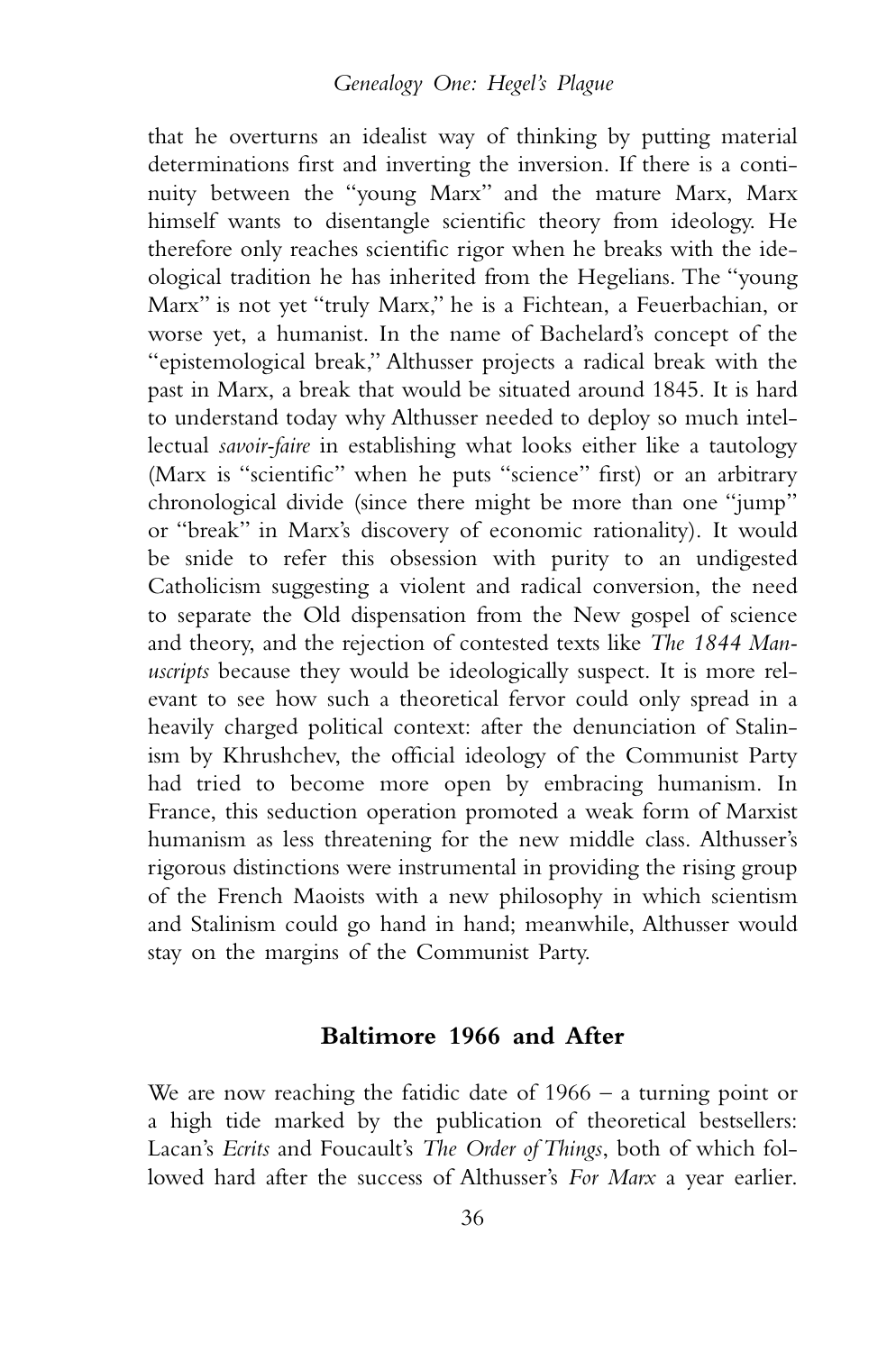that he overturns an idealist way of thinking by putting material determinations first and inverting the inversion. If there is a continuity between the "young Marx" and the mature Marx, Marx himself wants to disentangle scientific theory from ideology. He therefore only reaches scientific rigor when he breaks with the ideological tradition he has inherited from the Hegelians. The "young Marx" is not yet "truly Marx," he is a Fichtean, a Feuerbachian, or worse yet, a humanist. In the name of Bachelard's concept of the "epistemological break," Althusser projects a radical break with the past in Marx, a break that would be situated around 1845. It is hard to understand today why Althusser needed to deploy so much intellectual *savoir-faire* in establishing what looks either like a tautology (Marx is "scientific" when he puts "science" first) or an arbitrary chronological divide (since there might be more than one "jump" or "break" in Marx's discovery of economic rationality). It would be snide to refer this obsession with purity to an undigested Catholicism suggesting a violent and radical conversion, the need to separate the Old dispensation from the New gospel of science and theory, and the rejection of contested texts like *The 1844 Manuscripts* because they would be ideologically suspect. It is more relevant to see how such a theoretical fervor could only spread in a heavily charged political context: after the denunciation of Stalinism by Khrushchev, the official ideology of the Communist Party had tried to become more open by embracing humanism. In France, this seduction operation promoted a weak form of Marxist humanism as less threatening for the new middle class. Althusser's rigorous distinctions were instrumental in providing the rising group of the French Maoists with a new philosophy in which scientism and Stalinism could go hand in hand; meanwhile, Althusser would stay on the margins of the Communist Party.

## Baltimore 1966 and After

We are now reaching the fatidic date of 1966 – a turning point or a high tide marked by the publication of theoretical bestsellers: Lacan's *Ecrits* and Foucault's *The Order of Things*, both of which followed hard after the success of Althusser's *For Marx* a year earlier.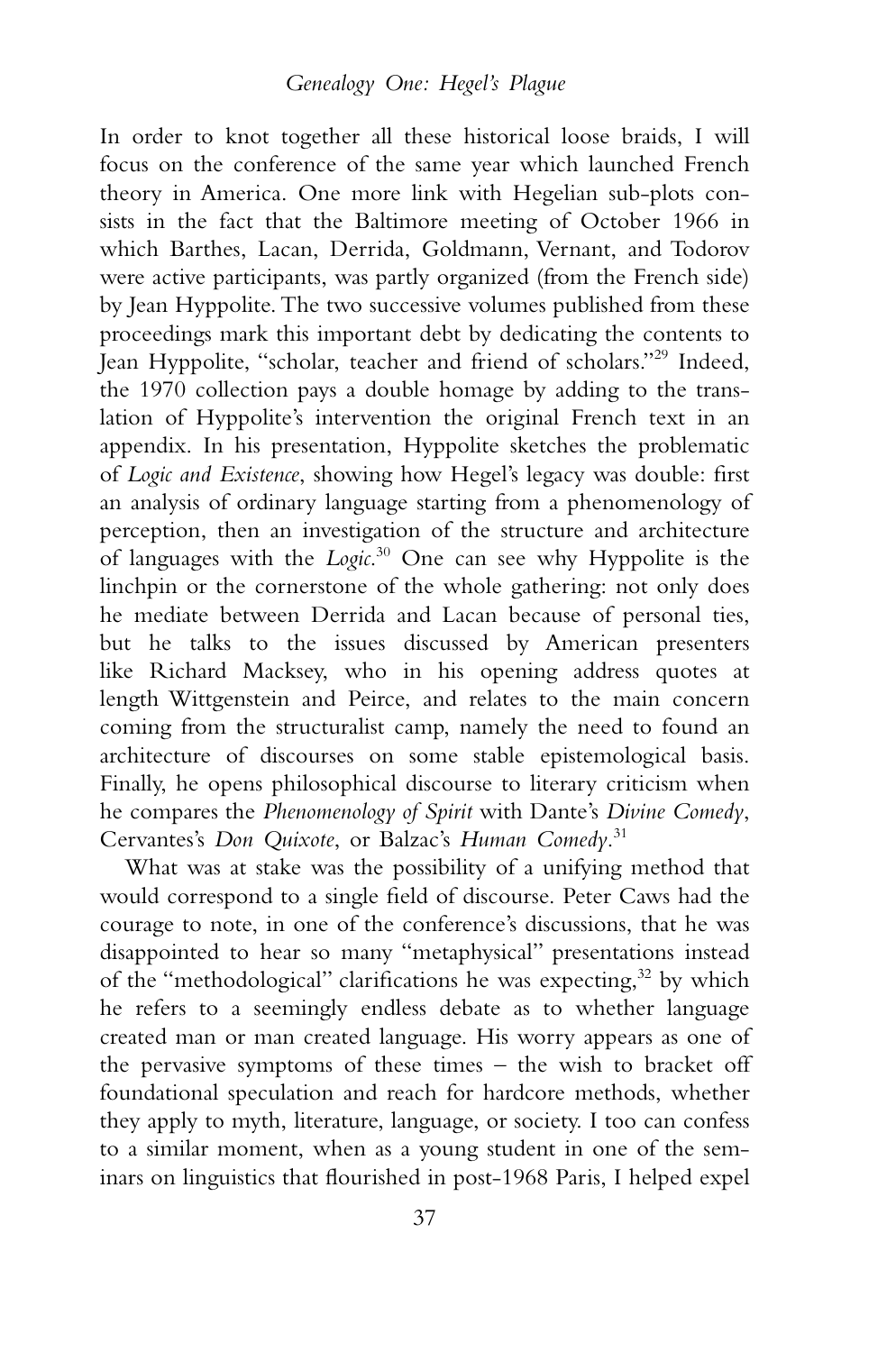In order to knot together all these historical loose braids, I will focus on the conference of the same year which launched French theory in America. One more link with Hegelian sub-plots consists in the fact that the Baltimore meeting of October 1966 in which Barthes, Lacan, Derrida, Goldmann, Vernant, and Todorov were active participants, was partly organized (from the French side) by Jean Hyppolite. The two successive volumes published from these proceedings mark this important debt by dedicating the contents to Jean Hyppolite, "scholar, teacher and friend of scholars."[29] Indeed, the 1970 collection pays a double homage by adding to the translation of Hyppolite's intervention the original French text in an appendix. In his presentation, Hyppolite sketches the problematic of *Logic and Existence*, showing how Hegel's legacy was double: first an analysis of ordinary language starting from a phenomenology of perception, then an investigation of the structure and architecture of languages with the *Logic*.[30] One can see why Hyppolite is the linchpin or the cornerstone of the whole gathering: not only does he mediate between Derrida and Lacan because of personal ties, but he talks to the issues discussed by American presenters like Richard Macksey, who in his opening address quotes at length Wittgenstein and Peirce, and relates to the main concern coming from the structuralist camp, namely the need to found an architecture of discourses on some stable epistemological basis. Finally, he opens philosophical discourse to literary criticism when he compares the *Phenomenology of Spirit* with Dante's *Divine Comedy*, Cervantes's *Don Quixote*, or Balzac's *Human Comedy*.[31]

What was at stake was the possibility of a unifying method that would correspond to a single field of discourse. Peter Caws had the courage to note, in one of the conference's discussions, that he was disappointed to hear so many "metaphysical" presentations instead of the "methodological" clarifications he was expecting,[32] by which he refers to a seemingly endless debate as to whether language created man or man created language. His worry appears as one of the pervasive symptoms of these times – the wish to bracket off foundational speculation and reach for hardcore methods, whether they apply to myth, literature, language, or society. I too can confess to a similar moment, when as a young student in one of the seminars on linguistics that flourished in post-1968 Paris, I helped expel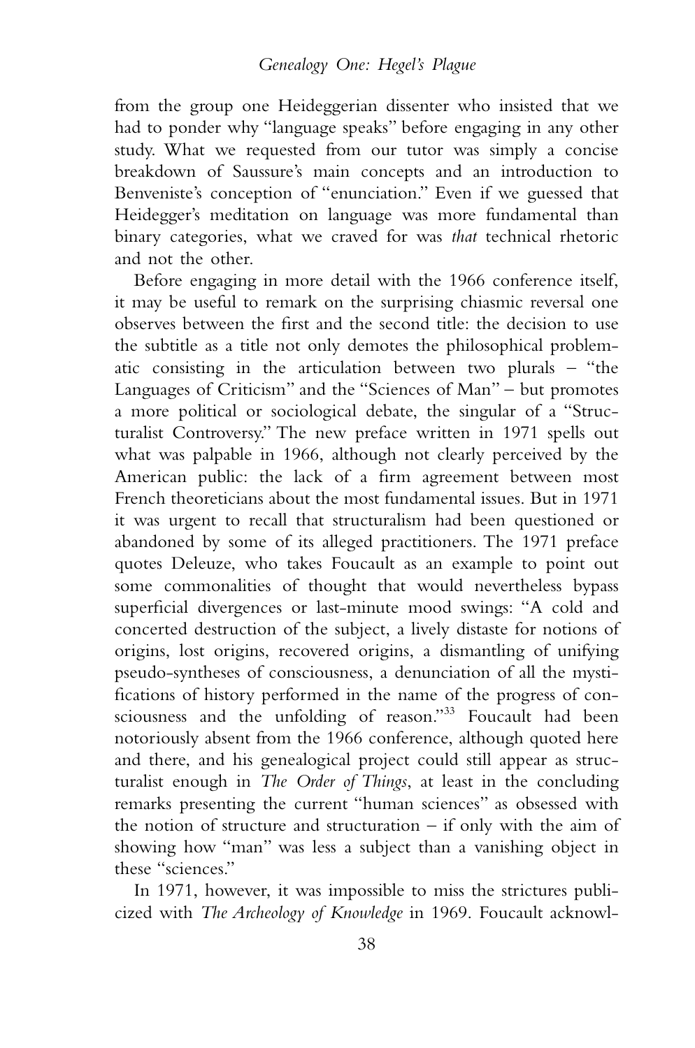from the group one Heideggerian dissenter who insisted that we had to ponder why "language speaks" before engaging in any other study. What we requested from our tutor was simply a concise breakdown of Saussure's main concepts and an introduction to Benveniste's conception of "enunciation." Even if we guessed that Heidegger's meditation on language was more fundamental than binary categories, what we craved for was *that* technical rhetoric and not the other.

Before engaging in more detail with the 1966 conference itself, it may be useful to remark on the surprising chiasmic reversal one observes between the first and the second title: the decision to use the subtitle as a title not only demotes the philosophical problematic consisting in the articulation between two plurals – "the Languages of Criticism" and the "Sciences of Man" – but promotes a more political or sociological debate, the singular of a "Structuralist Controversy." The new preface written in 1971 spells out what was palpable in 1966, although not clearly perceived by the American public: the lack of a firm agreement between most French theoreticians about the most fundamental issues. But in 1971 it was urgent to recall that structuralism had been questioned or abandoned by some of its alleged practitioners. The 1971 preface quotes Deleuze, who takes Foucault as an example to point out some commonalities of thought that would nevertheless bypass superficial divergences or last-minute mood swings: "A cold and concerted destruction of the subject, a lively distaste for notions of origins, lost origins, recovered origins, a dismantling of unifying pseudo-syntheses of consciousness, a denunciation of all the mystifications of history performed in the name of the progress of consciousness and the unfolding of reason."[33] Foucault had been notoriously absent from the 1966 conference, although quoted here and there, and his genealogical project could still appear as structuralist enough in *The Order of Things*, at least in the concluding remarks presenting the current "human sciences" as obsessed with the notion of structure and structuration – if only with the aim of showing how "man" was less a subject than a vanishing object in these "sciences."

In 1971, however, it was impossible to miss the strictures publicized with *The Archeology of Knowledge* in 1969. Foucault acknowl-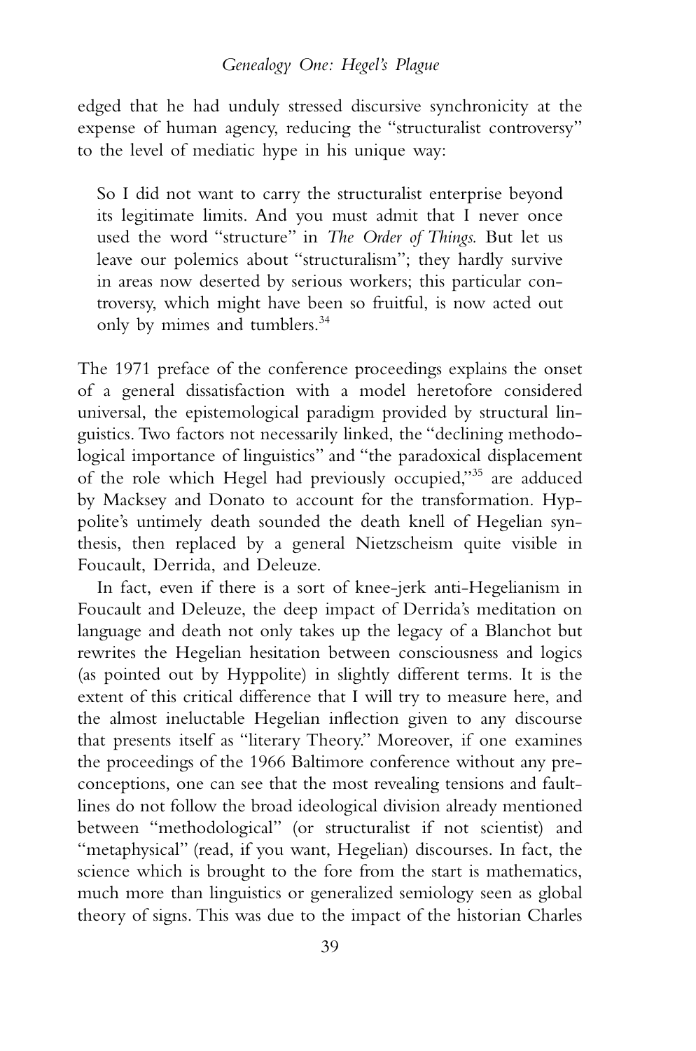edged that he had unduly stressed discursive synchronicity at the expense of human agency, reducing the "structuralist controversy" to the level of mediatic hype in his unique way:

> So I did not want to carry the structuralist enterprise beyond its legitimate limits. And you must admit that I never once used the word "structure" in *The Order of Things.* But let us leave our polemics about "structuralism"; they hardly survive in areas now deserted by serious workers; this particular controversy, which might have been so fruitful, is now acted out only by mimes and tumblers.[34]

The 1971 preface of the conference proceedings explains the onset of a general dissatisfaction with a model heretofore considered universal, the epistemological paradigm provided by structural linguistics. Two factors not necessarily linked, the "declining methodological importance of linguistics" and "the paradoxical displacement of the role which Hegel had previously occupied,"[35] are adduced by Macksey and Donato to account for the transformation. Hyppolite's untimely death sounded the death knell of Hegelian synthesis, then replaced by a general Nietzscheism quite visible in Foucault, Derrida, and Deleuze.

In fact, even if there is a sort of knee-jerk anti-Hegelianism in Foucault and Deleuze, the deep impact of Derrida's meditation on language and death not only takes up the legacy of a Blanchot but rewrites the Hegelian hesitation between consciousness and logics (as pointed out by Hyppolite) in slightly different terms. It is the extent of this critical difference that I will try to measure here, and the almost ineluctable Hegelian inflection given to any discourse that presents itself as "literary Theory." Moreover, if one examines the proceedings of the 1966 Baltimore conference without any preconceptions, one can see that the most revealing tensions and faultlines do not follow the broad ideological division already mentioned between "methodological" (or structuralist if not scientist) and "metaphysical" (read, if you want, Hegelian) discourses. In fact, the science which is brought to the fore from the start is mathematics, much more than linguistics or generalized semiology seen as global theory of signs. This was due to the impact of the historian Charles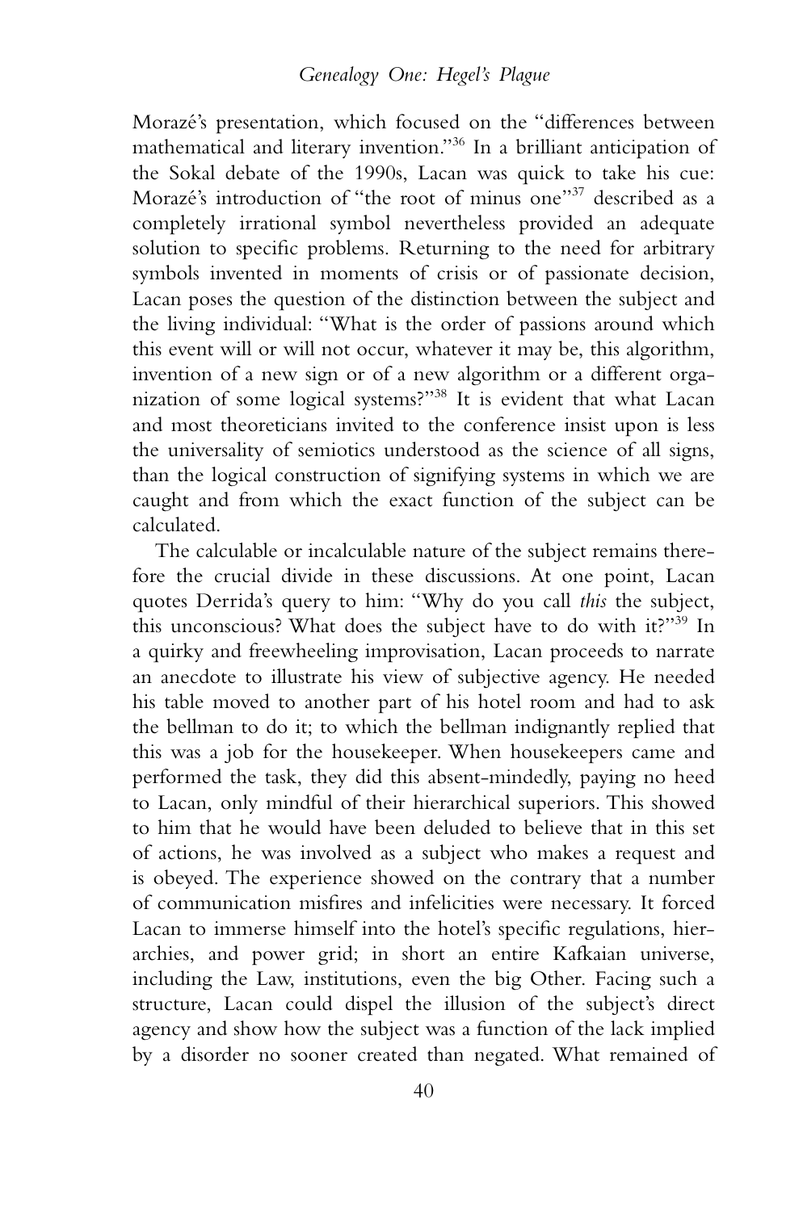Morazé's presentation, which focused on the "differences between mathematical and literary invention."[36] In a brilliant anticipation of the Sokal debate of the 1990s, Lacan was quick to take his cue: Morazé's introduction of "the root of minus one"[37] described as a completely irrational symbol nevertheless provided an adequate solution to specific problems. Returning to the need for arbitrary symbols invented in moments of crisis or of passionate decision, Lacan poses the question of the distinction between the subject and the living individual: "What is the order of passions around which this event will or will not occur, whatever it may be, this algorithm, invention of a new sign or of a new algorithm or a different organization of some logical systems?"[38] It is evident that what Lacan and most theoreticians invited to the conference insist upon is less the universality of semiotics understood as the science of all signs, than the logical construction of signifying systems in which we are caught and from which the exact function of the subject can be calculated.

The calculable or incalculable nature of the subject remains therefore the crucial divide in these discussions. At one point, Lacan quotes Derrida's query to him: "Why do you call *this* the subject, this unconscious? What does the subject have to do with it?"[39] In a quirky and freewheeling improvisation, Lacan proceeds to narrate an anecdote to illustrate his view of subjective agency. He needed his table moved to another part of his hotel room and had to ask the bellman to do it; to which the bellman indignantly replied that this was a job for the housekeeper. When housekeepers came and performed the task, they did this absent-mindedly, paying no heed to Lacan, only mindful of their hierarchical superiors. This showed to him that he would have been deluded to believe that in this set of actions, he was involved as a subject who makes a request and is obeyed. The experience showed on the contrary that a number of communication misfires and infelicities were necessary. It forced Lacan to immerse himself into the hotel's specific regulations, hierarchies, and power grid; in short an entire Kafkaian universe, including the Law, institutions, even the big Other. Facing such a structure, Lacan could dispel the illusion of the subject's direct agency and show how the subject was a function of the lack implied by a disorder no sooner created than negated. What remained of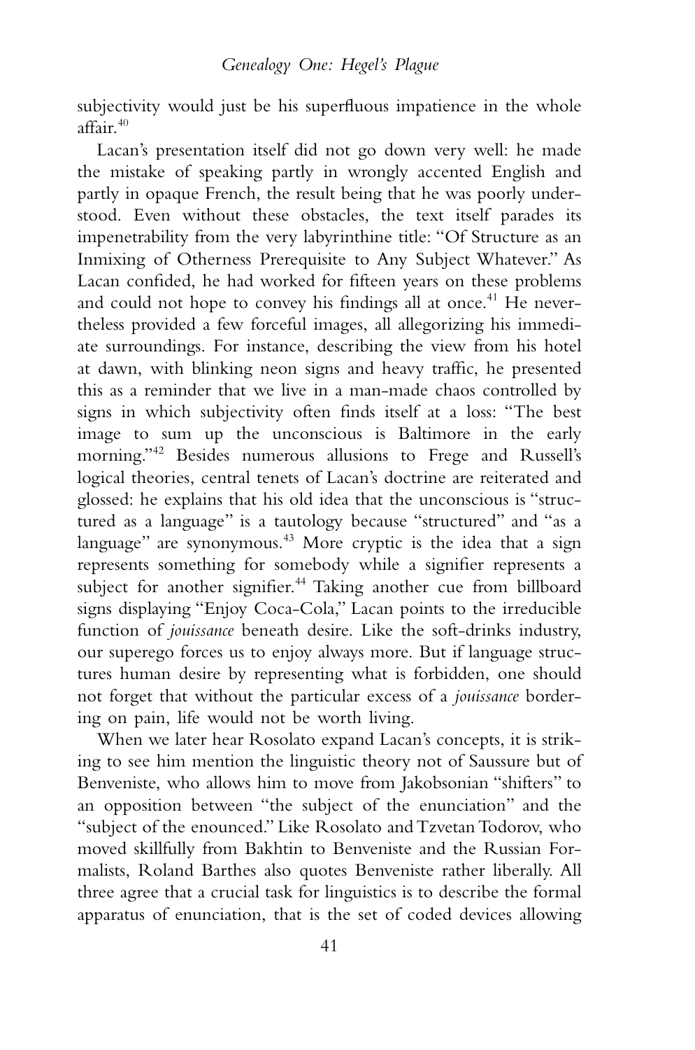subjectivity would just be his superfluous impatience in the whole affair.[40]

Lacan's presentation itself did not go down very well: he made the mistake of speaking partly in wrongly accented English and partly in opaque French, the result being that he was poorly understood. Even without these obstacles, the text itself parades its impenetrability from the very labyrinthine title: "Of Structure as an Inmixing of Otherness Prerequisite to Any Subject Whatever." As Lacan confided, he had worked for fifteen years on these problems and could not hope to convey his findings all at once.[41] He nevertheless provided a few forceful images, all allegorizing his immediate surroundings. For instance, describing the view from his hotel at dawn, with blinking neon signs and heavy traffic, he presented this as a reminder that we live in a man-made chaos controlled by signs in which subjectivity often finds itself at a loss: "The best image to sum up the unconscious is Baltimore in the early morning."[42] Besides numerous allusions to Frege and Russell's logical theories, central tenets of Lacan's doctrine are reiterated and glossed: he explains that his old idea that the unconscious is "structured as a language" is a tautology because "structured" and "as a language" are synonymous.[43] More cryptic is the idea that a sign represents something for somebody while a signifier represents a subject for another signifier.[44] Taking another cue from billboard signs displaying "Enjoy Coca-Cola," Lacan points to the irreducible function of *jouissance* beneath desire. Like the soft-drinks industry, our superego forces us to enjoy always more. But if language structures human desire by representing what is forbidden, one should not forget that without the particular excess of a *jouissance* bordering on pain, life would not be worth living.

When we later hear Rosolato expand Lacan's concepts, it is striking to see him mention the linguistic theory not of Saussure but of Benveniste, who allows him to move from Jakobsonian "shifters" to an opposition between "the subject of the enunciation" and the "subject of the enounced." Like Rosolato and Tzvetan Todorov, who moved skillfully from Bakhtin to Benveniste and the Russian Formalists, Roland Barthes also quotes Benveniste rather liberally. All three agree that a crucial task for linguistics is to describe the formal apparatus of enunciation, that is the set of coded devices allowing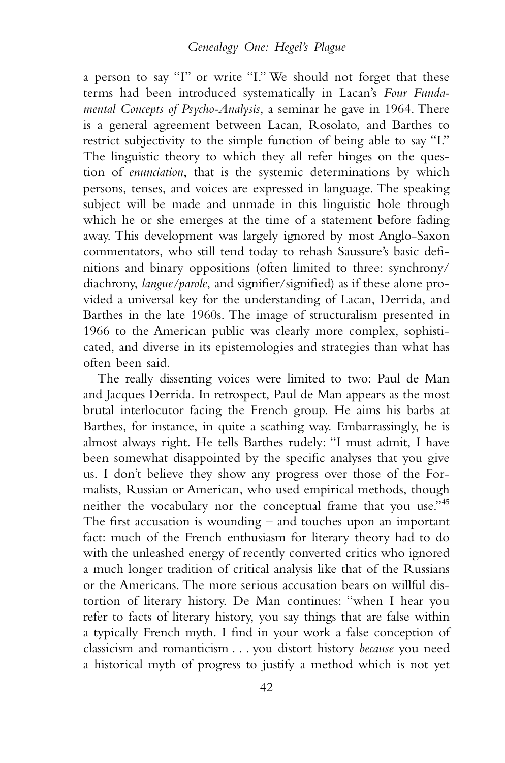a person to say "I" or write "I." We should not forget that these terms had been introduced systematically in Lacan's *Four Fundamental Concepts of Psycho-Analysis*, a seminar he gave in 1964. There is a general agreement between Lacan, Rosolato, and Barthes to restrict subjectivity to the simple function of being able to say "I." The linguistic theory to which they all refer hinges on the question of *enunciation*, that is the systemic determinations by which persons, tenses, and voices are expressed in language. The speaking subject will be made and unmade in this linguistic hole through which he or she emerges at the time of a statement before fading away. This development was largely ignored by most Anglo-Saxon commentators, who still tend today to rehash Saussure's basic definitions and binary oppositions (often limited to three: synchrony/diachrony, *langue/parole*, and signifier/signified) as if these alone provided a universal key for the understanding of Lacan, Derrida, and Barthes in the late 1960s. The image of structuralism presented in 1966 to the American public was clearly more complex, sophisticated, and diverse in its epistemologies and strategies than what has often been said.

The really dissenting voices were limited to two: Paul de Man and Jacques Derrida. In retrospect, Paul de Man appears as the most brutal interlocutor facing the French group. He aims his barbs at Barthes, for instance, in quite a scathing way. Embarrassingly, he is almost always right. He tells Barthes rudely: "I must admit, I have been somewhat disappointed by the specific analyses that you give us. I don't believe they show any progress over those of the Formalists, Russian or American, who used empirical methods, though neither the vocabulary nor the conceptual frame that you use."[45] The first accusation is wounding – and touches upon an important fact: much of the French enthusiasm for literary theory had to do with the unleashed energy of recently converted critics who ignored a much longer tradition of critical analysis like that of the Russians or the Americans. The more serious accusation bears on willful distortion of literary history. De Man continues: "when I hear you refer to facts of literary history, you say things that are false within a typically French myth. I find in your work a false conception of classicism and romanticism . . . you distort history *because* you need a historical myth of progress to justify a method which is not yet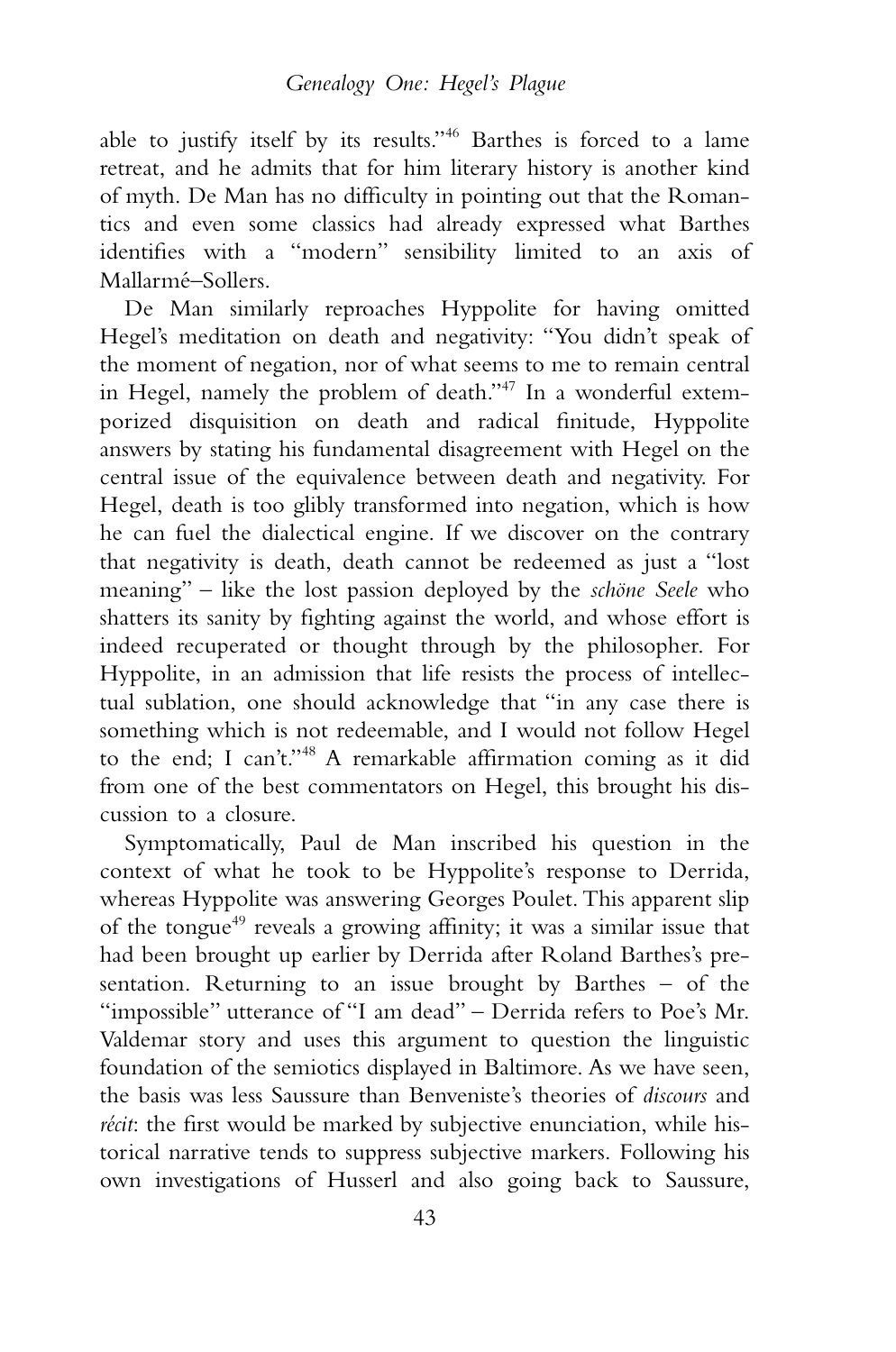able to justify itself by its results."[46] Barthes is forced to a lame retreat, and he admits that for him literary history is another kind of myth. De Man has no difficulty in pointing out that the Romantics and even some classics had already expressed what Barthes identifies with a "modern" sensibility limited to an axis of Mallarmé–Sollers.

De Man similarly reproaches Hyppolite for having omitted Hegel's meditation on death and negativity: "You didn't speak of the moment of negation, nor of what seems to me to remain central in Hegel, namely the problem of death."[47] In a wonderful extemporized disquisition on death and radical finitude, Hyppolite answers by stating his fundamental disagreement with Hegel on the central issue of the equivalence between death and negativity. For Hegel, death is too glibly transformed into negation, which is how he can fuel the dialectical engine. If we discover on the contrary that negativity is death, death cannot be redeemed as just a "lost meaning" – like the lost passion deployed by the *schöne Seele* who shatters its sanity by fighting against the world, and whose effort is indeed recuperated or thought through by the philosopher. For Hyppolite, in an admission that life resists the process of intellectual sublation, one should acknowledge that "in any case there is something which is not redeemable, and I would not follow Hegel to the end; I can't."[48] A remarkable affirmation coming as it did from one of the best commentators on Hegel, this brought his discussion to a closure.

Symptomatically, Paul de Man inscribed his question in the context of what he took to be Hyppolite's response to Derrida, whereas Hyppolite was answering Georges Poulet. This apparent slip of the tongue[49] reveals a growing affinity; it was a similar issue that had been brought up earlier by Derrida after Roland Barthes's presentation. Returning to an issue brought by Barthes – of the "impossible" utterance of "I am dead" – Derrida refers to Poe's Mr. Valdemar story and uses this argument to question the linguistic foundation of the semiotics displayed in Baltimore. As we have seen, the basis was less Saussure than Benveniste's theories of *discours* and *récit*: the first would be marked by subjective enunciation, while historical narrative tends to suppress subjective markers. Following his own investigations of Husserl and also going back to Saussure,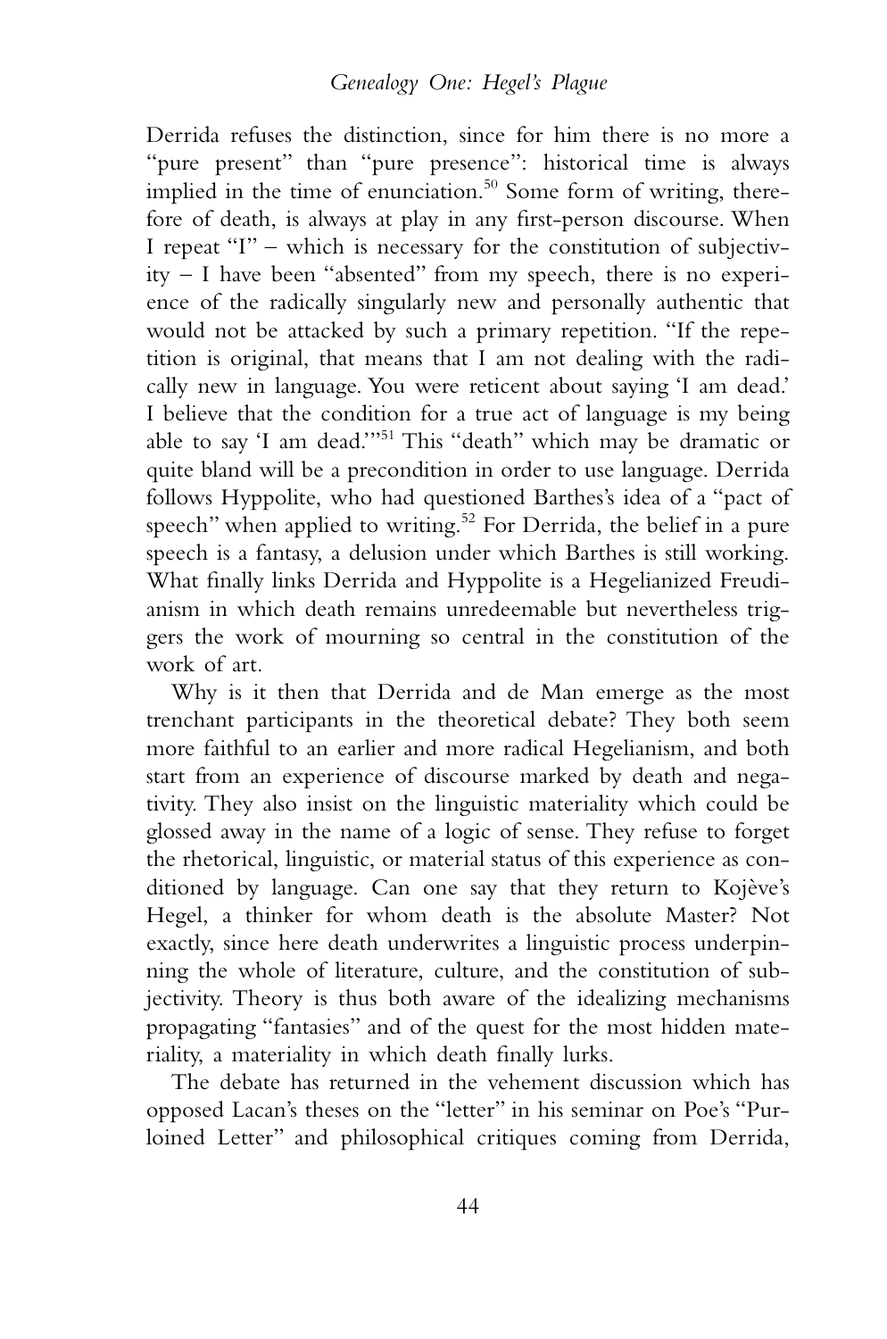Derrida refuses the distinction, since for him there is no more a "pure present" than "pure presence": historical time is always implied in the time of enunciation.[50] Some form of writing, therefore of death, is always at play in any first-person discourse. When I repeat "I" – which is necessary for the constitution of subjectivity – I have been "absented" from my speech, there is no experience of the radically singularly new and personally authentic that would not be attacked by such a primary repetition. "If the repetition is original, that means that I am not dealing with the radically new in language. You were reticent about saying 'I am dead.' I believe that the condition for a true act of language is my being able to say 'I am dead.'"[51] This "death" which may be dramatic or quite bland will be a precondition in order to use language. Derrida follows Hyppolite, who had questioned Barthes's idea of a "pact of speech" when applied to writing.[52] For Derrida, the belief in a pure speech is a fantasy, a delusion under which Barthes is still working. What finally links Derrida and Hyppolite is a Hegelianized Freudianism in which death remains unredeemable but nevertheless triggers the work of mourning so central in the constitution of the work of art.

Why is it then that Derrida and de Man emerge as the most trenchant participants in the theoretical debate? They both seem more faithful to an earlier and more radical Hegelianism, and both start from an experience of discourse marked by death and negativity. They also insist on the linguistic materiality which could be glossed away in the name of a logic of sense. They refuse to forget the rhetorical, linguistic, or material status of this experience as conditioned by language. Can one say that they return to Kojève's Hegel, a thinker for whom death is the absolute Master? Not exactly, since here death underwrites a linguistic process underpinning the whole of literature, culture, and the constitution of subjectivity. Theory is thus both aware of the idealizing mechanisms propagating "fantasies" and of the quest for the most hidden materiality, a materiality in which death finally lurks.

The debate has returned in the vehement discussion which has opposed Lacan's theses on the "letter" in his seminar on Poe's "Purloined Letter" and philosophical critiques coming from Derrida,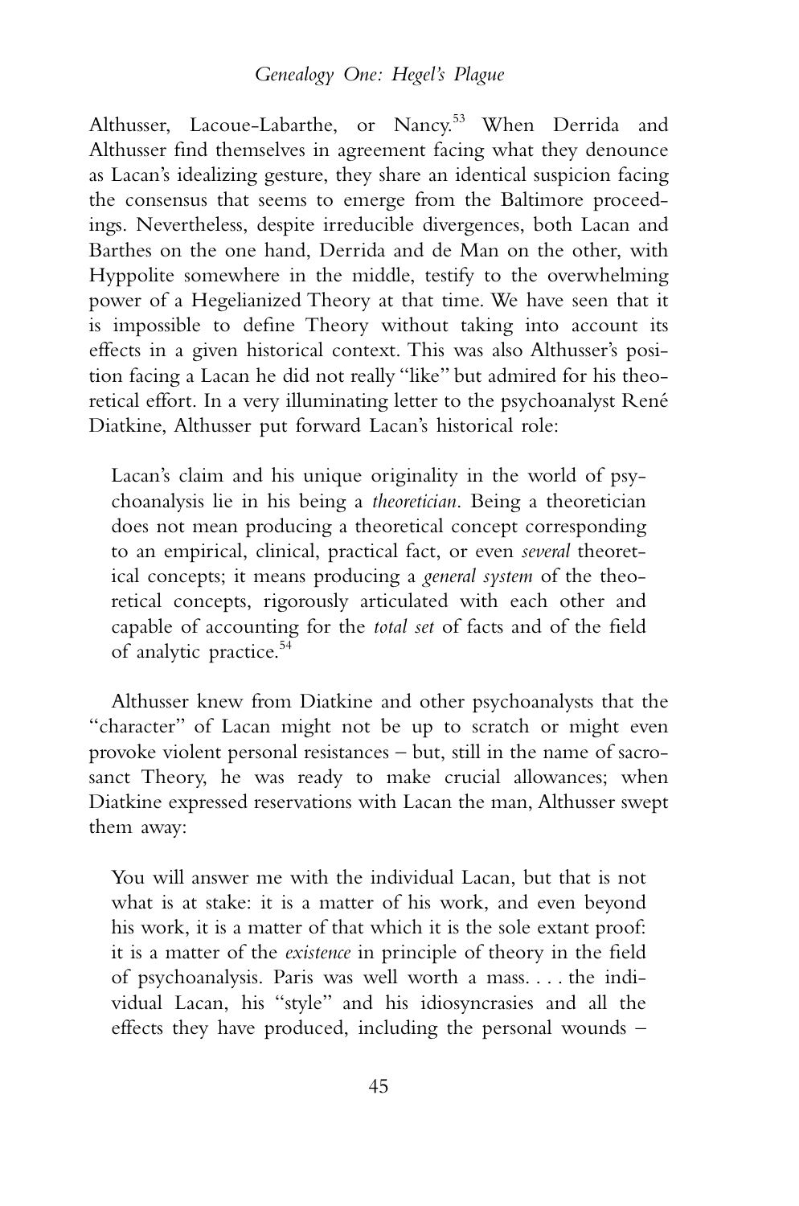Althusser, Lacoue-Labarthe, or Nancy.[53] When Derrida and Althusser find themselves in agreement facing what they denounce as Lacan's idealizing gesture, they share an identical suspicion facing the consensus that seems to emerge from the Baltimore proceedings. Nevertheless, despite irreducible divergences, both Lacan and Barthes on the one hand, Derrida and de Man on the other, with Hyppolite somewhere in the middle, testify to the overwhelming power of a Hegelianized Theory at that time. We have seen that it is impossible to define Theory without taking into account its effects in a given historical context. This was also Althusser's position facing a Lacan he did not really "like" but admired for his theoretical effort. In a very illuminating letter to the psychoanalyst René Diatkine, Althusser put forward Lacan's historical role:

> Lacan's claim and his unique originality in the world of psychoanalysis lie in his being a *theoretician*. Being a theoretician does not mean producing a theoretical concept corresponding to an empirical, clinical, practical fact, or even *several* theoretical concepts; it means producing a *general system* of the theoretical concepts, rigorously articulated with each other and capable of accounting for the *total set* of facts and of the field of analytic practice.[54]

Althusser knew from Diatkine and other psychoanalysts that the "character" of Lacan might not be up to scratch or might even provoke violent personal resistances – but, still in the name of sacrosanct Theory, he was ready to make crucial allowances; when Diatkine expressed reservations with Lacan the man, Althusser swept them away:

> You will answer me with the individual Lacan, but that is not what is at stake: it is a matter of his work, and even beyond his work, it is a matter of that which it is the sole extant proof: it is a matter of the *existence* in principle of theory in the field of psychoanalysis. Paris was well worth a mass. . . . the individual Lacan, his "style" and his idiosyncrasies and all the effects they have produced, including the personal wounds –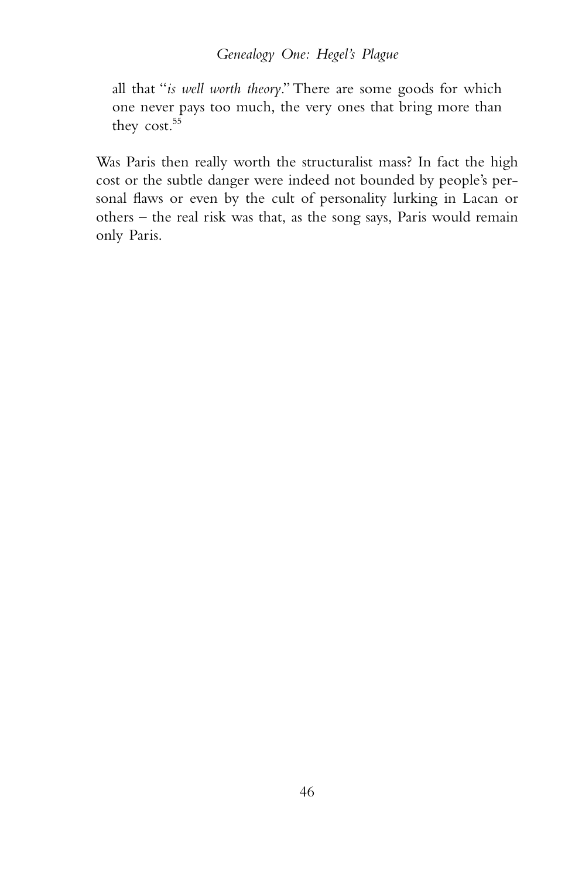> all that "*is well worth theory*." There are some goods for which one never pays too much, the very ones that bring more than they cost.[55]

Was Paris then really worth the structuralist mass? In fact the high cost or the subtle danger were indeed not bounded by people's personal flaws or even by the cult of personality lurking in Lacan or others – the real risk was that, as the song says, Paris would remain only Paris.